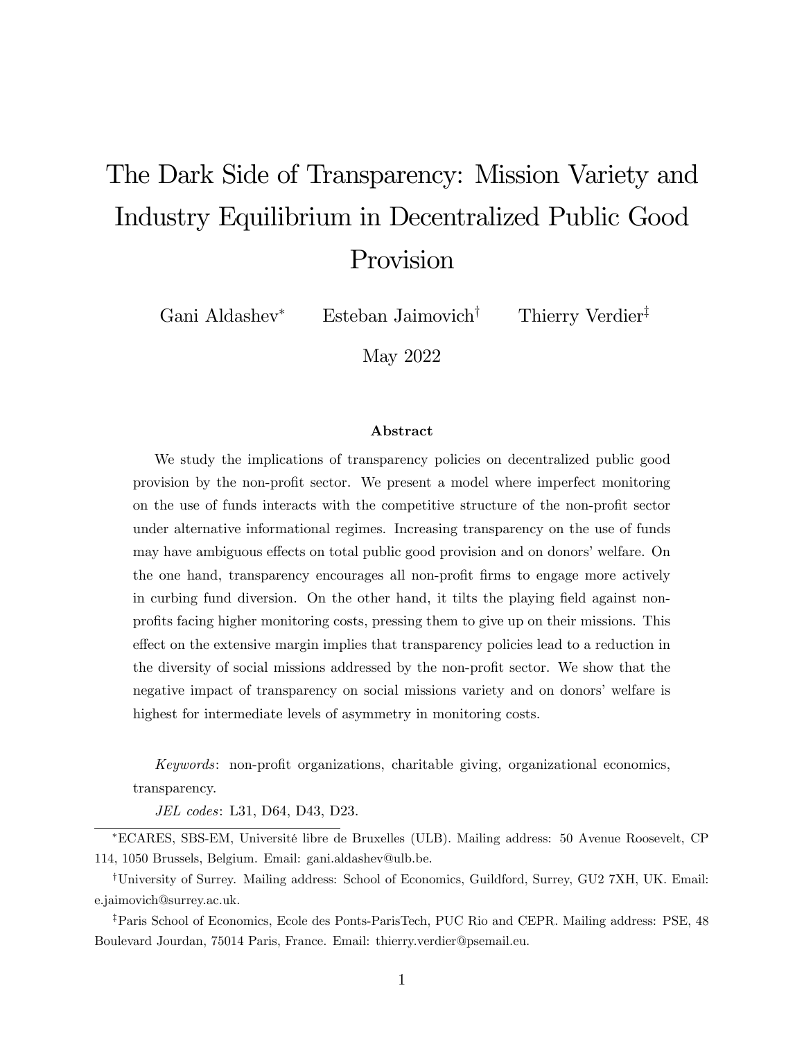# The Dark Side of Transparency: Mission Variety and Industry Equilibrium in Decentralized Public Good Provision

Gani Aldashev[*] Esteban Jaimovich[†] Thierry Verdier[‡]

May 2022

### Abstract

We study the implications of transparency policies on decentralized public good provision by the non-profit sector. We present a model where imperfect monitoring on the use of funds interacts with the competitive structure of the non-profit sector under alternative informational regimes. Increasing transparency on the use of funds may have ambiguous effects on total public good provision and on donors' welfare. On the one hand, transparency encourages all non-profit firms to engage more actively in curbing fund diversion. On the other hand, it tilts the playing field against non-profits facing higher monitoring costs, pressing them to give up on their missions. This effect on the extensive margin implies that transparency policies lead to a reduction in the diversity of social missions addressed by the non-profit sector. We show that the negative impact of transparency on social missions variety and on donors' welfare is highest for intermediate levels of asymmetry in monitoring costs.

*Keywords*: non-profit organizations, charitable giving, organizational economics, transparency.

*JEL codes*: L31, D64, D43, D23.

---

[*] ECARES, SBS-EM, Université libre de Bruxelles (ULB). Mailing address: 50 Avenue Roosevelt, CP 114, 1050 Brussels, Belgium. Email: gani.aldashev@ulb.be.

[†] University of Surrey. Mailing address: School of Economics, Guildford, Surrey, GU2 7XH, UK. Email: e.jaimovich@surrey.ac.uk.

[‡] Paris School of Economics, Ecole des Ponts-ParisTech, PUC Rio and CEPR. Mailing address: PSE, 48 Boulevard Jourdan, 75014 Paris, France. Email: thierry.verdier@psemail.eu.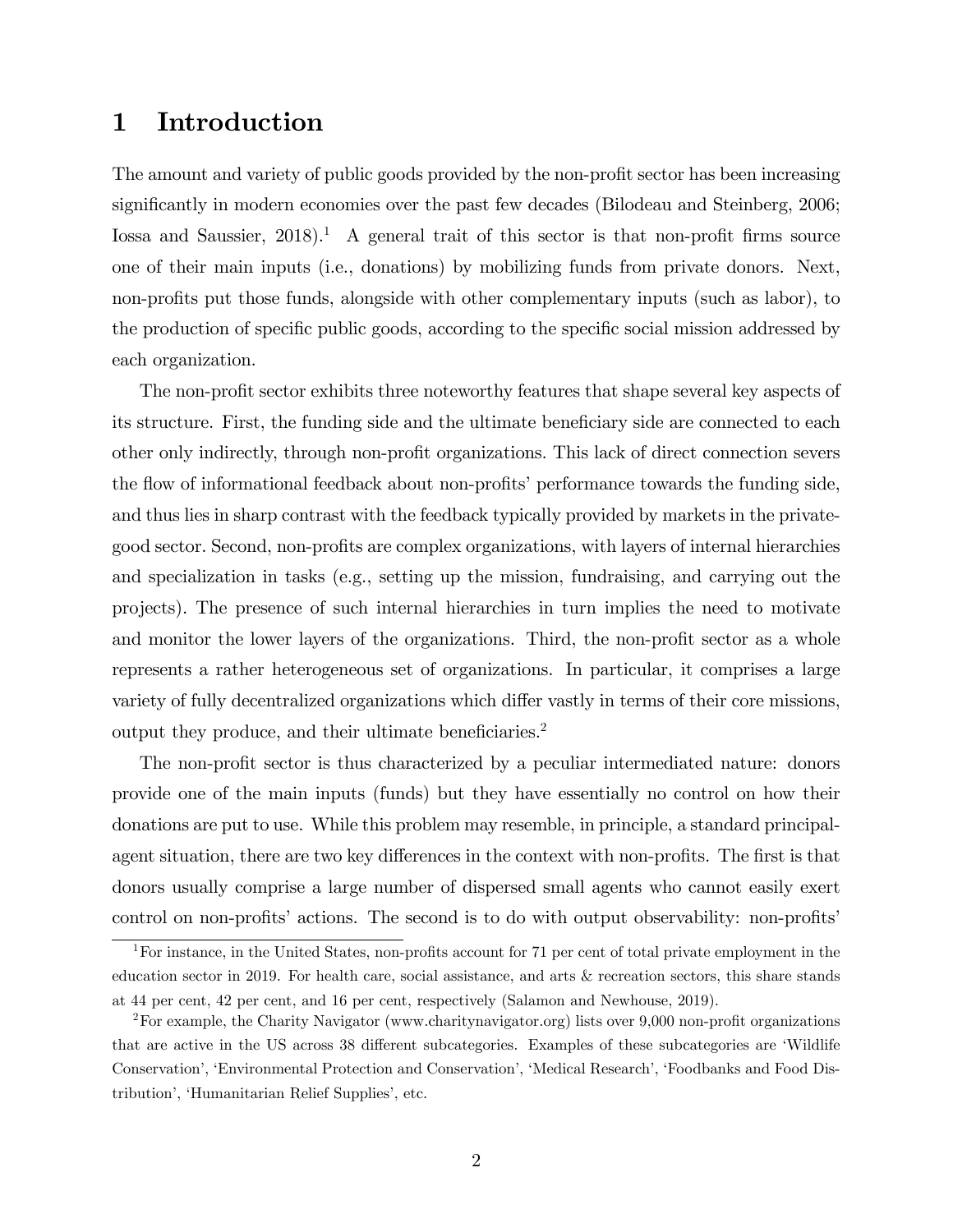# 1 Introduction

The amount and variety of public goods provided by the non-profit sector has been increasing significantly in modern economies over the past few decades (Bilodeau and Steinberg, 2006; Iossa and Saussier, 2018).[1] A general trait of this sector is that non-profit firms source one of their main inputs (i.e., donations) by mobilizing funds from private donors. Next, non-profits put those funds, alongside with other complementary inputs (such as labor), to the production of specific public goods, according to the specific social mission addressed by each organization.

The non-profit sector exhibits three noteworthy features that shape several key aspects of its structure. First, the funding side and the ultimate beneficiary side are connected to each other only indirectly, through non-profit organizations. This lack of direct connection severs the flow of informational feedback about non-profits' performance towards the funding side, and thus lies in sharp contrast with the feedback typically provided by markets in the private-good sector. Second, non-profits are complex organizations, with layers of internal hierarchies and specialization in tasks (e.g., setting up the mission, fundraising, and carrying out the projects). The presence of such internal hierarchies in turn implies the need to motivate and monitor the lower layers of the organizations. Third, the non-profit sector as a whole represents a rather heterogeneous set of organizations. In particular, it comprises a large variety of fully decentralized organizations which differ vastly in terms of their core missions, output they produce, and their ultimate beneficiaries.[2]

The non-profit sector is thus characterized by a peculiar intermediated nature: donors provide one of the main inputs (funds) but they have essentially no control on how their donations are put to use. While this problem may resemble, in principle, a standard principal-agent situation, there are two key differences in the context with non-profits. The first is that donors usually comprise a large number of dispersed small agents who cannot easily exert control on non-profits' actions. The second is to do with output observability: non-profits'

[1] For instance, in the United States, non-profits account for 71 per cent of total private employment in the education sector in 2019. For health care, social assistance, and arts & recreation sectors, this share stands at 44 per cent, 42 per cent, and 16 per cent, respectively (Salamon and Newhouse, 2019).

[2] For example, the Charity Navigator (www.charitynavigator.org) lists over 9,000 non-profit organizations that are active in the US across 38 different subcategories. Examples of these subcategories are 'Wildlife Conservation', 'Environmental Protection and Conservation', 'Medical Research', 'Foodbanks and Food Distribution', 'Humanitarian Relief Supplies', etc.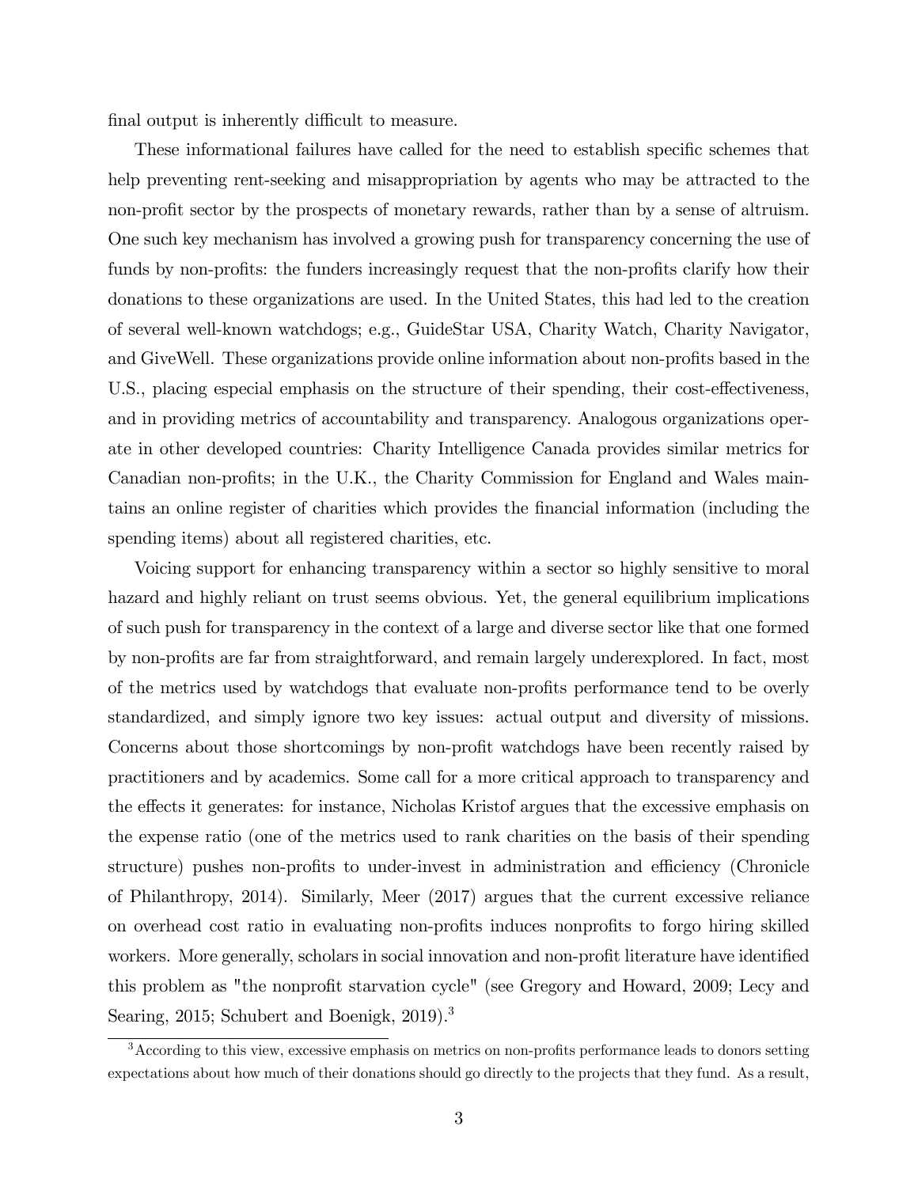final output is inherently difficult to measure.

These informational failures have called for the need to establish specific schemes that help preventing rent-seeking and misappropriation by agents who may be attracted to the non-profit sector by the prospects of monetary rewards, rather than by a sense of altruism. One such key mechanism has involved a growing push for transparency concerning the use of funds by non-profits: the funders increasingly request that the non-profits clarify how their donations to these organizations are used. In the United States, this had led to the creation of several well-known watchdogs; e.g., GuideStar USA, Charity Watch, Charity Navigator, and GiveWell. These organizations provide online information about non-profits based in the U.S., placing especial emphasis on the structure of their spending, their cost-effectiveness, and in providing metrics of accountability and transparency. Analogous organizations operate in other developed countries: Charity Intelligence Canada provides similar metrics for Canadian non-profits; in the U.K., the Charity Commission for England and Wales maintains an online register of charities which provides the financial information (including the spending items) about all registered charities, etc.

Voicing support for enhancing transparency within a sector so highly sensitive to moral hazard and highly reliant on trust seems obvious. Yet, the general equilibrium implications of such push for transparency in the context of a large and diverse sector like that one formed by non-profits are far from straightforward, and remain largely underexplored. In fact, most of the metrics used by watchdogs that evaluate non-profits performance tend to be overly standardized, and simply ignore two key issues: actual output and diversity of missions. Concerns about those shortcomings by non-profit watchdogs have been recently raised by practitioners and by academics. Some call for a more critical approach to transparency and the effects it generates: for instance, Nicholas Kristof argues that the excessive emphasis on the expense ratio (one of the metrics used to rank charities on the basis of their spending structure) pushes non-profits to under-invest in administration and efficiency (Chronicle of Philanthropy, 2014). Similarly, Meer (2017) argues that the current excessive reliance on overhead cost ratio in evaluating non-profits induces nonprofits to forgo hiring skilled workers. More generally, scholars in social innovation and non-profit literature have identified this problem as "the nonprofit starvation cycle" (see Gregory and Howard, 2009; Lecy and Searing, 2015; Schubert and Boenigk, 2019).[3]

[3] According to this view, excessive emphasis on metrics on non-profits performance leads to donors setting expectations about how much of their donations should go directly to the projects that they fund. As a result,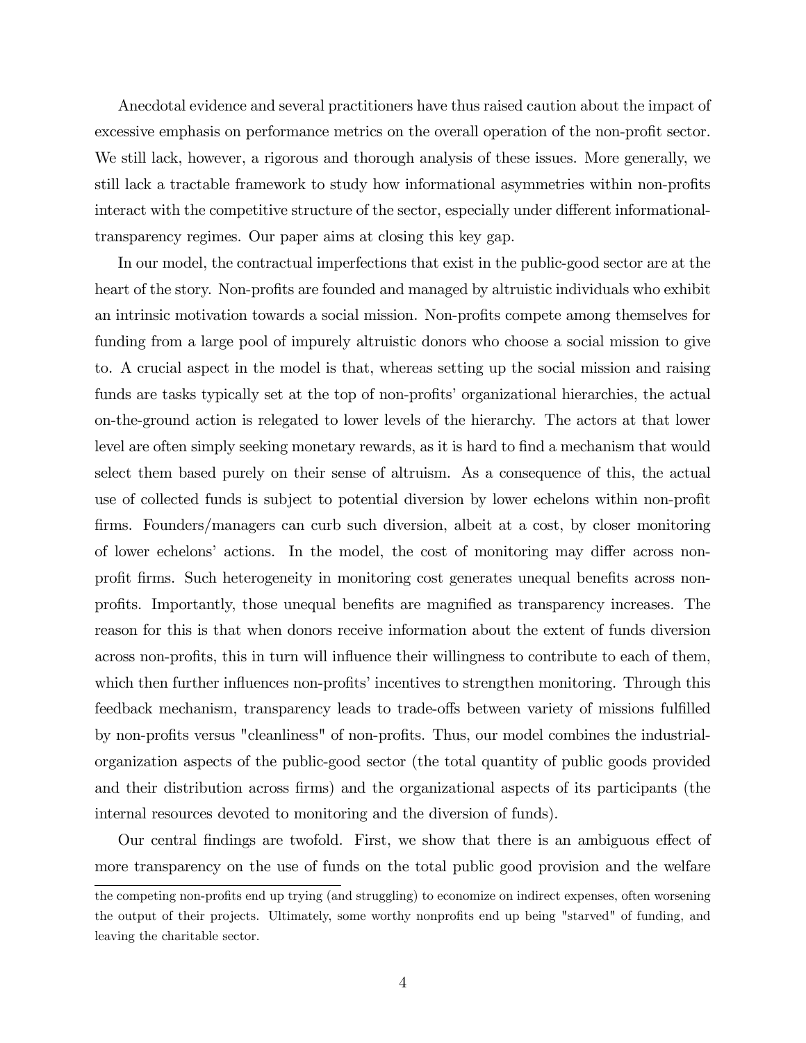Anecdotal evidence and several practitioners have thus raised caution about the impact of excessive emphasis on performance metrics on the overall operation of the non-profit sector. We still lack, however, a rigorous and thorough analysis of these issues. More generally, we still lack a tractable framework to study how informational asymmetries within non-profits interact with the competitive structure of the sector, especially under different informational-transparency regimes. Our paper aims at closing this key gap.

In our model, the contractual imperfections that exist in the public-good sector are at the heart of the story. Non-profits are founded and managed by altruistic individuals who exhibit an intrinsic motivation towards a social mission. Non-profits compete among themselves for funding from a large pool of impurely altruistic donors who choose a social mission to give to. A crucial aspect in the model is that, whereas setting up the social mission and raising funds are tasks typically set at the top of non-profits' organizational hierarchies, the actual on-the-ground action is relegated to lower levels of the hierarchy. The actors at that lower level are often simply seeking monetary rewards, as it is hard to find a mechanism that would select them based purely on their sense of altruism. As a consequence of this, the actual use of collected funds is subject to potential diversion by lower echelons within non-profit firms. Founders/managers can curb such diversion, albeit at a cost, by closer monitoring of lower echelons' actions. In the model, the cost of monitoring may differ across non-profit firms. Such heterogeneity in monitoring cost generates unequal benefits across non-profits. Importantly, those unequal benefits are magnified as transparency increases. The reason for this is that when donors receive information about the extent of funds diversion across non-profits, this in turn will influence their willingness to contribute to each of them, which then further influences non-profits' incentives to strengthen monitoring. Through this feedback mechanism, transparency leads to trade-offs between variety of missions fulfilled by non-profits versus "cleanliness" of non-profits. Thus, our model combines the industrial-organization aspects of the public-good sector (the total quantity of public goods provided and their distribution across firms) and the organizational aspects of its participants (the internal resources devoted to monitoring and the diversion of funds).

Our central findings are twofold. First, we show that there is an ambiguous effect of more transparency on the use of funds on the total public good provision and the welfare

the competing non-profits end up trying (and struggling) to economize on indirect expenses, often worsening the output of their projects. Ultimately, some worthy nonprofits end up being "starved" of funding, and leaving the charitable sector.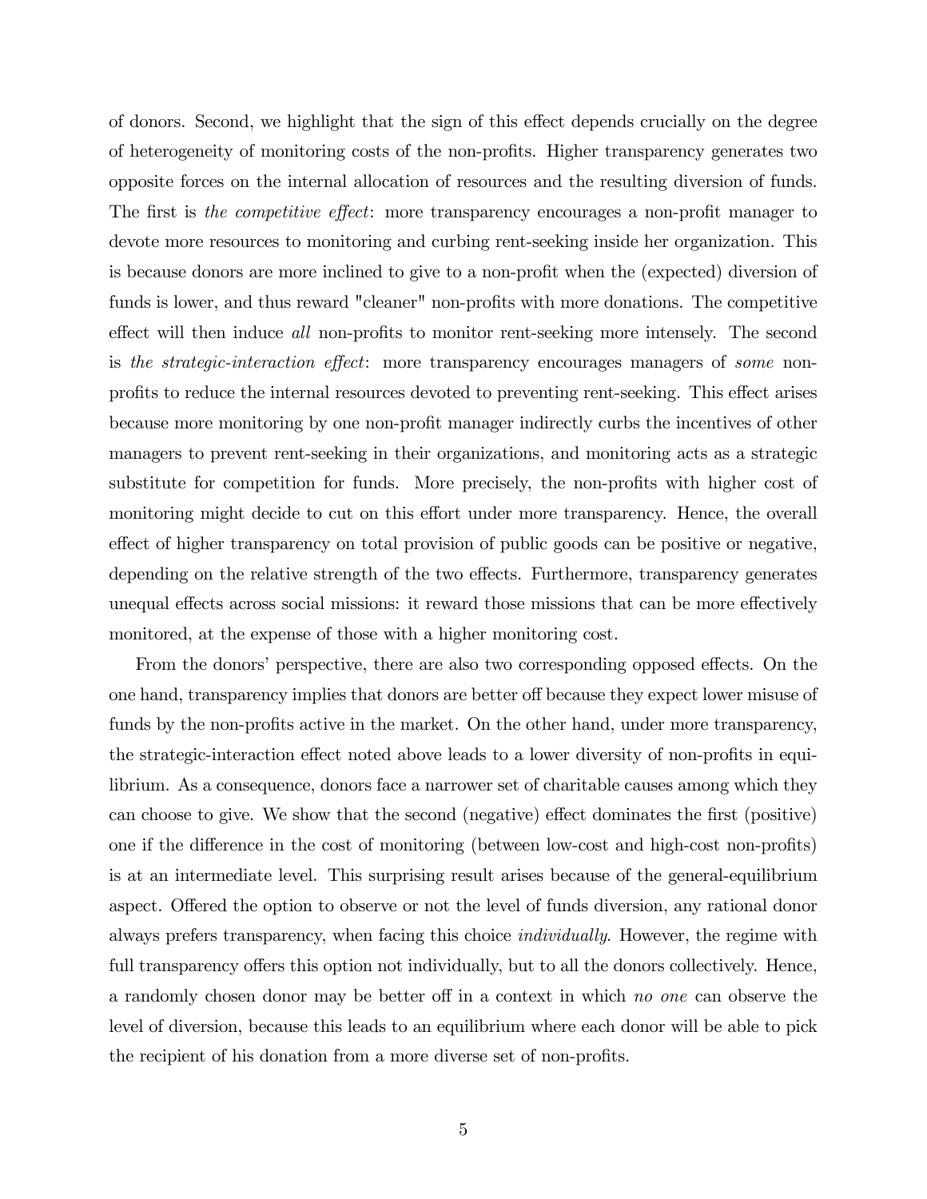of donors. Second, we highlight that the sign of this effect depends crucially on the degree of heterogeneity of monitoring costs of the non-profits. Higher transparency generates two opposite forces on the internal allocation of resources and the resulting diversion of funds. The first is *the competitive effect*: more transparency encourages a non-profit manager to devote more resources to monitoring and curbing rent-seeking inside her organization. This is because donors are more inclined to give to a non-profit when the (expected) diversion of funds is lower, and thus reward "cleaner" non-profits with more donations. The competitive effect will then induce *all* non-profits to monitor rent-seeking more intensely. The second is *the strategic-interaction effect*: more transparency encourages managers of *some* non-profits to reduce the internal resources devoted to preventing rent-seeking. This effect arises because more monitoring by one non-profit manager indirectly curbs the incentives of other managers to prevent rent-seeking in their organizations, and monitoring acts as a strategic substitute for competition for funds. More precisely, the non-profits with higher cost of monitoring might decide to cut on this effort under more transparency. Hence, the overall effect of higher transparency on total provision of public goods can be positive or negative, depending on the relative strength of the two effects. Furthermore, transparency generates unequal effects across social missions: it reward those missions that can be more effectively monitored, at the expense of those with a higher monitoring cost.

From the donors' perspective, there are also two corresponding opposed effects. On the one hand, transparency implies that donors are better off because they expect lower misuse of funds by the non-profits active in the market. On the other hand, under more transparency, the strategic-interaction effect noted above leads to a lower diversity of non-profits in equilibrium. As a consequence, donors face a narrower set of charitable causes among which they can choose to give. We show that the second (negative) effect dominates the first (positive) one if the difference in the cost of monitoring (between low-cost and high-cost non-profits) is at an intermediate level. This surprising result arises because of the general-equilibrium aspect. Offered the option to observe or not the level of funds diversion, any rational donor always prefers transparency, when facing this choice *individually*. However, the regime with full transparency offers this option not individually, but to all the donors collectively. Hence, a randomly chosen donor may be better off in a context in which *no one* can observe the level of diversion, because this leads to an equilibrium where each donor will be able to pick the recipient of his donation from a more diverse set of non-profits.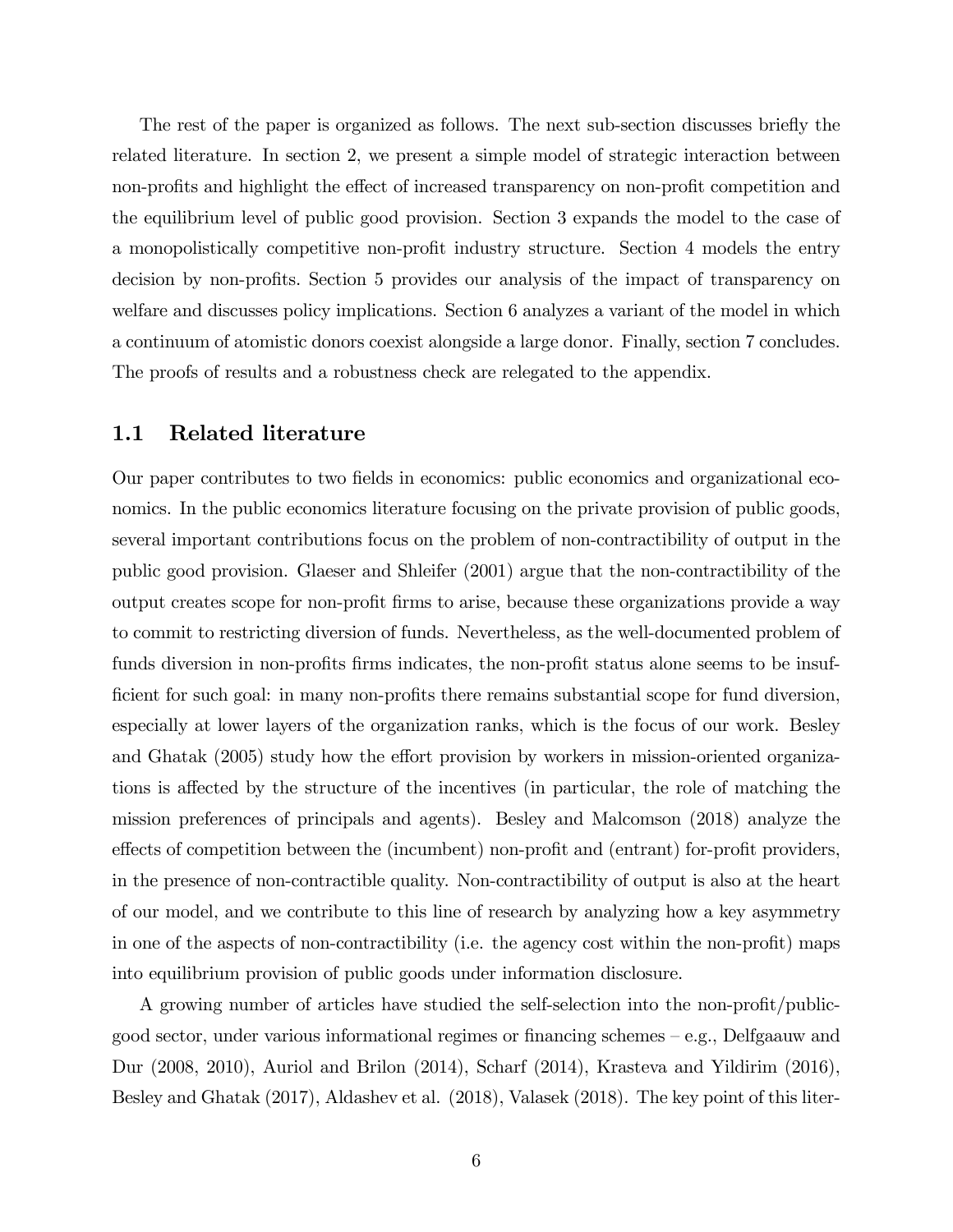The rest of the paper is organized as follows. The next sub-section discusses briefly the related literature. In section 2, we present a simple model of strategic interaction between non-profits and highlight the effect of increased transparency on non-profit competition and the equilibrium level of public good provision. Section 3 expands the model to the case of a monopolistically competitive non-profit industry structure. Section 4 models the entry decision by non-profits. Section 5 provides our analysis of the impact of transparency on welfare and discusses policy implications. Section 6 analyzes a variant of the model in which a continuum of atomistic donors coexist alongside a large donor. Finally, section 7 concludes. The proofs of results and a robustness check are relegated to the appendix.

## 1.1 Related literature

Our paper contributes to two fields in economics: public economics and organizational economics. In the public economics literature focusing on the private provision of public goods, several important contributions focus on the problem of non-contractibility of output in the public good provision. Glaeser and Shleifer (2001) argue that the non-contractibility of the output creates scope for non-profit firms to arise, because these organizations provide a way to commit to restricting diversion of funds. Nevertheless, as the well-documented problem of funds diversion in non-profits firms indicates, the non-profit status alone seems to be insufficient for such goal: in many non-profits there remains substantial scope for fund diversion, especially at lower layers of the organization ranks, which is the focus of our work. Besley and Ghatak (2005) study how the effort provision by workers in mission-oriented organizations is affected by the structure of the incentives (in particular, the role of matching the mission preferences of principals and agents). Besley and Malcomson (2018) analyze the effects of competition between the (incumbent) non-profit and (entrant) for-profit providers, in the presence of non-contractible quality. Non-contractibility of output is also at the heart of our model, and we contribute to this line of research by analyzing how a key asymmetry in one of the aspects of non-contractibility (i.e. the agency cost within the non-profit) maps into equilibrium provision of public goods under information disclosure.

A growing number of articles have studied the self-selection into the non-profit/public-good sector, under various informational regimes or financing schemes – e.g., Delfgaauw and Dur (2008, 2010), Auriol and Brilon (2014), Scharf (2014), Krasteva and Yildirim (2016), Besley and Ghatak (2017), Aldashev et al. (2018), Valasek (2018). The key point of this liter-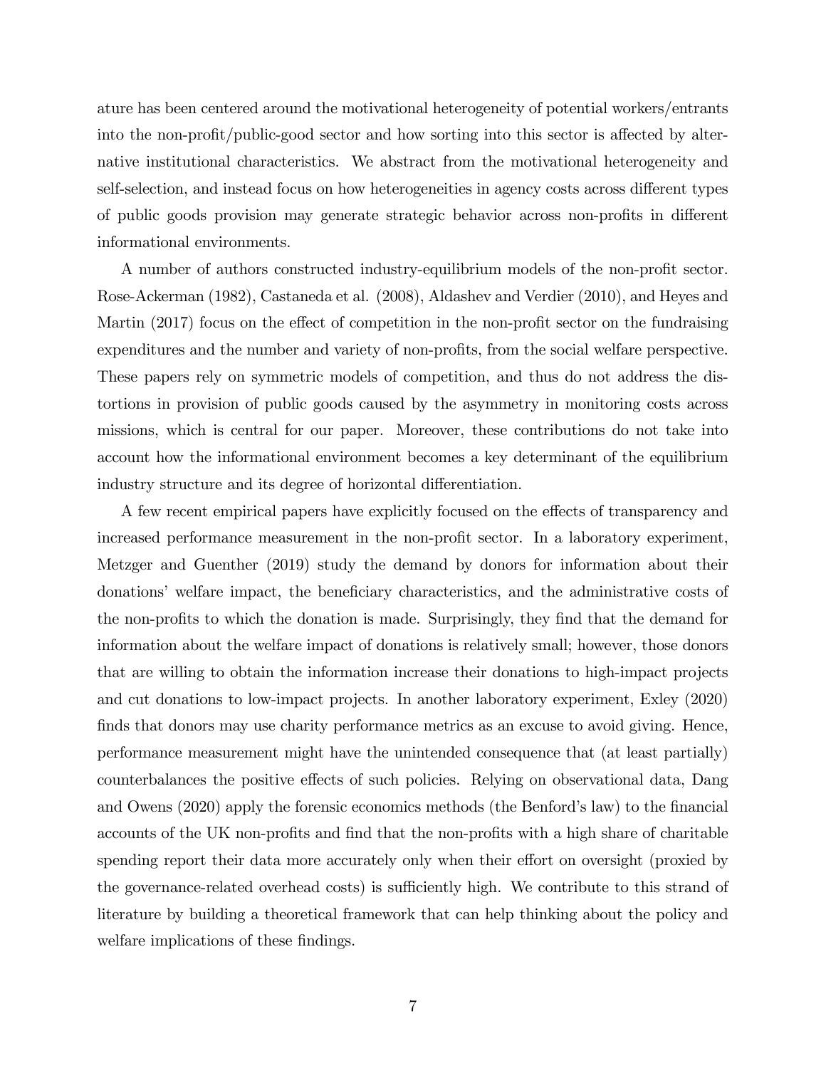ature has been centered around the motivational heterogeneity of potential workers/entrants into the non-profit/public-good sector and how sorting into this sector is affected by alternative institutional characteristics. We abstract from the motivational heterogeneity and self-selection, and instead focus on how heterogeneities in agency costs across different types of public goods provision may generate strategic behavior across non-profits in different informational environments.

A number of authors constructed industry-equilibrium models of the non-profit sector. Rose-Ackerman (1982), Castaneda et al. (2008), Aldashev and Verdier (2010), and Heyes and Martin (2017) focus on the effect of competition in the non-profit sector on the fundraising expenditures and the number and variety of non-profits, from the social welfare perspective. These papers rely on symmetric models of competition, and thus do not address the distortions in provision of public goods caused by the asymmetry in monitoring costs across missions, which is central for our paper. Moreover, these contributions do not take into account how the informational environment becomes a key determinant of the equilibrium industry structure and its degree of horizontal differentiation.

A few recent empirical papers have explicitly focused on the effects of transparency and increased performance measurement in the non-profit sector. In a laboratory experiment, Metzger and Guenther (2019) study the demand by donors for information about their donations' welfare impact, the beneficiary characteristics, and the administrative costs of the non-profits to which the donation is made. Surprisingly, they find that the demand for information about the welfare impact of donations is relatively small; however, those donors that are willing to obtain the information increase their donations to high-impact projects and cut donations to low-impact projects. In another laboratory experiment, Exley (2020) finds that donors may use charity performance metrics as an excuse to avoid giving. Hence, performance measurement might have the unintended consequence that (at least partially) counterbalances the positive effects of such policies. Relying on observational data, Dang and Owens (2020) apply the forensic economics methods (the Benford's law) to the financial accounts of the UK non-profits and find that the non-profits with a high share of charitable spending report their data more accurately only when their effort on oversight (proxied by the governance-related overhead costs) is sufficiently high. We contribute to this strand of literature by building a theoretical framework that can help thinking about the policy and welfare implications of these findings.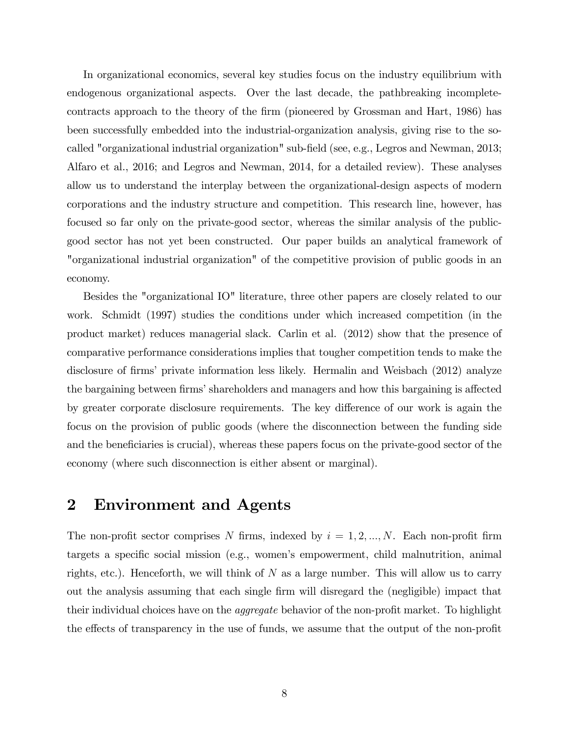In organizational economics, several key studies focus on the industry equilibrium with endogenous organizational aspects. Over the last decade, the pathbreaking incomplete-contracts approach to the theory of the firm (pioneered by Grossman and Hart, 1986) has been successfully embedded into the industrial-organization analysis, giving rise to the so-called "organizational industrial organization" sub-field (see, e.g., Legros and Newman, 2013; Alfaro et al., 2016; and Legros and Newman, 2014, for a detailed review). These analyses allow us to understand the interplay between the organizational-design aspects of modern corporations and the industry structure and competition. This research line, however, has focused so far only on the private-good sector, whereas the similar analysis of the public-good sector has not yet been constructed. Our paper builds an analytical framework of "organizational industrial organization" of the competitive provision of public goods in an economy.

Besides the "organizational IO" literature, three other papers are closely related to our work. Schmidt (1997) studies the conditions under which increased competition (in the product market) reduces managerial slack. Carlin et al. (2012) show that the presence of comparative performance considerations implies that tougher competition tends to make the disclosure of firms' private information less likely. Hermalin and Weisbach (2012) analyze the bargaining between firms' shareholders and managers and how this bargaining is affected by greater corporate disclosure requirements. The key difference of our work is again the focus on the provision of public goods (where the disconnection between the funding side and the beneficiaries is crucial), whereas these papers focus on the private-good sector of the economy (where such disconnection is either absent or marginal).

## 2 Environment and Agents

The non-profit sector comprises $N$ firms, indexed by $i = 1, 2, ..., N$. Each non-profit firm targets a specific social mission (e.g., women's empowerment, child malnutrition, animal rights, etc.). Henceforth, we will think of $N$ as a large number. This will allow us to carry out the analysis assuming that each single firm will disregard the (negligible) impact that their individual choices have on the *aggregate* behavior of the non-profit market. To highlight the effects of transparency in the use of funds, we assume that the output of the non-profit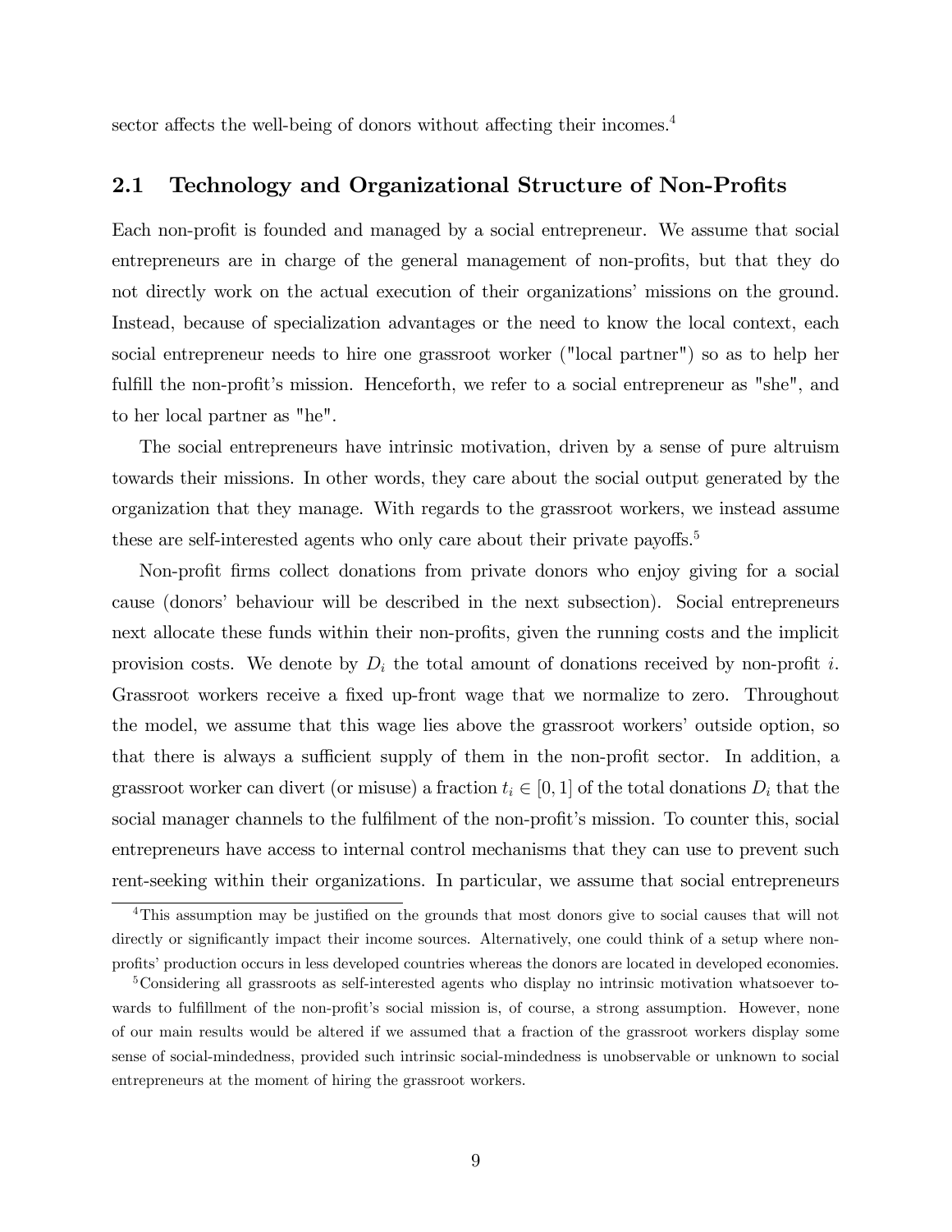sector affects the well-being of donors without affecting their incomes.[4]

## 2.1 Technology and Organizational Structure of Non-Profits

Each non-profit is founded and managed by a social entrepreneur. We assume that social entrepreneurs are in charge of the general management of non-profits, but that they do not directly work on the actual execution of their organizations' missions on the ground. Instead, because of specialization advantages or the need to know the local context, each social entrepreneur needs to hire one grassroot worker ("local partner") so as to help her fulfill the non-profit's mission. Henceforth, we refer to a social entrepreneur as "she", and to her local partner as "he".

The social entrepreneurs have intrinsic motivation, driven by a sense of pure altruism towards their missions. In other words, they care about the social output generated by the organization that they manage. With regards to the grassroot workers, we instead assume these are self-interested agents who only care about their private payoffs.[5]

Non-profit firms collect donations from private donors who enjoy giving for a social cause (donors' behaviour will be described in the next subsection). Social entrepreneurs next allocate these funds within their non-profits, given the running costs and the implicit provision costs. We denote by $D_i$ the total amount of donations received by non-profit $i$. Grassroot workers receive a fixed up-front wage that we normalize to zero. Throughout the model, we assume that this wage lies above the grassroot workers' outside option, so that there is always a sufficient supply of them in the non-profit sector. In addition, a grassroot worker can divert (or misuse) a fraction $t_i \in [0, 1]$ of the total donations $D_i$ that the social manager channels to the fulfilment of the non-profit's mission. To counter this, social entrepreneurs have access to internal control mechanisms that they can use to prevent such rent-seeking within their organizations. In particular, we assume that social entrepreneurs

[4] This assumption may be justified on the grounds that most donors give to social causes that will not directly or significantly impact their income sources. Alternatively, one could think of a setup where non-profits' production occurs in less developed countries whereas the donors are located in developed economies.

[5] Considering all grassroots as self-interested agents who display no intrinsic motivation whatsoever towards to fulfillment of the non-profit's social mission is, of course, a strong assumption. However, none of our main results would be altered if we assumed that a fraction of the grassroot workers display some sense of social-mindedness, provided such intrinsic social-mindedness is unobservable or unknown to social entrepreneurs at the moment of hiring the grassroot workers.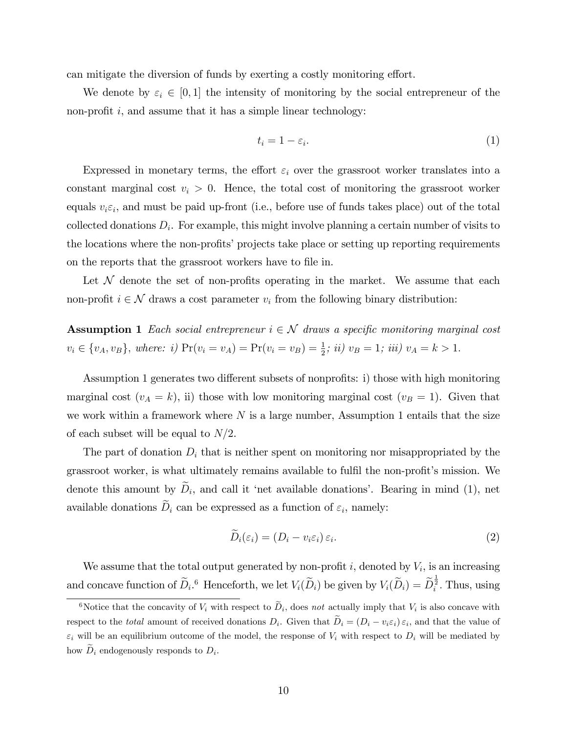can mitigate the diversion of funds by exerting a costly monitoring effort.

We denote by $\varepsilon_i \in [0, 1]$ the intensity of monitoring by the social entrepreneur of the non-profit $i$, and assume that it has a simple linear technology:

$$t_i = 1 - \varepsilon_i. \tag{1}$$

Expressed in monetary terms, the effort $\varepsilon_i$ over the grassroot worker translates into a constant marginal cost $v_i > 0$. Hence, the total cost of monitoring the grassroot worker equals $v_i \varepsilon_i$, and must be paid up-front (i.e., before use of funds takes place) out of the total collected donations $D_i$. For example, this might involve planning a certain number of visits to the locations where the non-profits' projects take place or setting up reporting requirements on the reports that the grassroot workers have to file in.

Let $\mathcal{N}$ denote the set of non-profits operating in the market. We assume that each non-profit $i \in \mathcal{N}$ draws a cost parameter $v_i$ from the following binary distribution:

**Assumption 1** *Each social entrepreneur $i \in \mathcal{N}$ draws a specific monitoring marginal cost $v_i \in \{v_A, v_B\}$, where: i) $\Pr(v_i = v_A) = \Pr(v_i = v_B) = \frac{1}{2}$; ii) $v_B = 1$; iii) $v_A = k > 1$.*

Assumption 1 generates two different subsets of nonprofits: i) those with high monitoring marginal cost ($v_A = k$), ii) those with low monitoring marginal cost ($v_B = 1$). Given that we work within a framework where $N$ is a large number, Assumption 1 entails that the size of each subset will be equal to $N/2$.

The part of donation $D_i$ that is neither spent on monitoring nor misappropriated by the grassroot worker, is what ultimately remains available to fulfil the non-profit's mission. We denote this amount by $\widetilde{D}_i$, and call it 'net available donations'. Bearing in mind (1), net available donations $\widetilde{D}_i$ can be expressed as a function of $\varepsilon_i$, namely:

$$\widetilde{D}_i(\varepsilon_i) = (D_i - v_i \varepsilon_i)\, \varepsilon_i. \tag{2}$$

We assume that the total output generated by non-profit $i$, denoted by $V_i$, is an increasing and concave function of $\widetilde{D}_i$.[6] Henceforth, we let $V_i(\widetilde{D}_i)$ be given by $V_i(\widetilde{D}_i) = \widetilde{D}_i^{\frac{1}{2}}$. Thus, using

[6] Notice that the concavity of $V_i$ with respect to $\widetilde{D}_i$, does *not* actually imply that $V_i$ is also concave with respect to the *total* amount of received donations $D_i$. Given that $\widetilde{D}_i = (D_i - v_i \varepsilon_i)\, \varepsilon_i$, and that the value of $\varepsilon_i$ will be an equilibrium outcome of the model, the response of $V_i$ with respect to $D_i$ will be mediated by how $\widetilde{D}_i$ endogenously responds to $D_i$.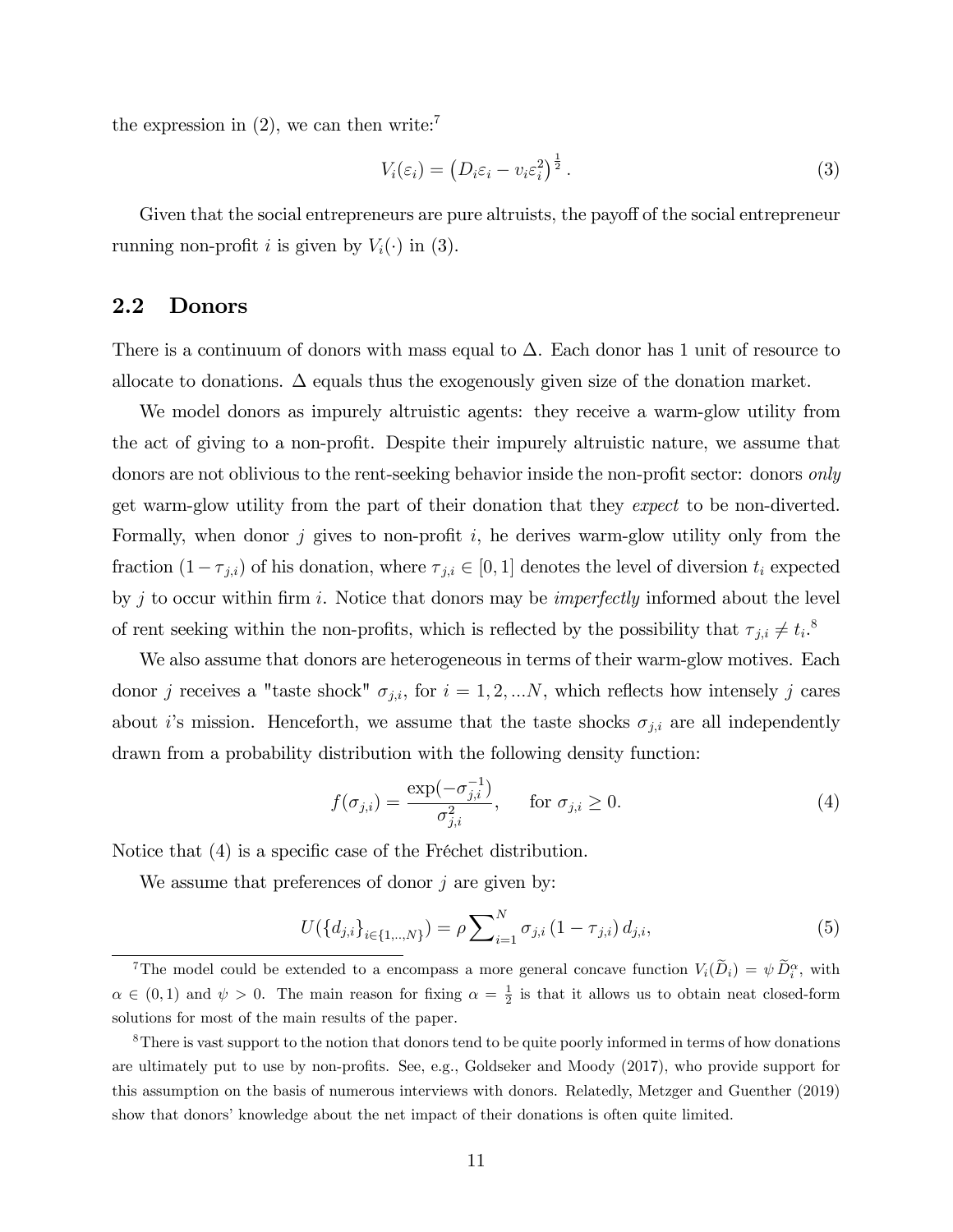the expression in (2), we can then write:[7]

$$V_i(\varepsilon_i) = \left(D_i\varepsilon_i - v_i\varepsilon_i^2\right)^{\frac{1}{2}}. \tag{3}$$

Given that the social entrepreneurs are pure altruists, the payoff of the social entrepreneur running non-profit $i$ is given by $V_i(\cdot)$ in (3).

## 2.2 Donors

There is a continuum of donors with mass equal to $\Delta$. Each donor has 1 unit of resource to allocate to donations. $\Delta$ equals thus the exogenously given size of the donation market.

We model donors as impurely altruistic agents: they receive a warm-glow utility from the act of giving to a non-profit. Despite their impurely altruistic nature, we assume that donors are not oblivious to the rent-seeking behavior inside the non-profit sector: donors *only* get warm-glow utility from the part of their donation that they *expect* to be non-diverted. Formally, when donor $j$ gives to non-profit $i$, he derives warm-glow utility only from the fraction $(1 - \tau_{j,i})$ of his donation, where $\tau_{j,i} \in [0, 1]$ denotes the level of diversion $t_i$ expected by $j$ to occur within firm $i$. Notice that donors may be *imperfectly* informed about the level of rent seeking within the non-profits, which is reflected by the possibility that $\tau_{j,i} \neq t_i$.[8]

We also assume that donors are heterogeneous in terms of their warm-glow motives. Each donor $j$ receives a "taste shock" $\sigma_{j,i}$, for $i = 1, 2, ...N$, which reflects how intensely $j$ cares about $i$'s mission. Henceforth, we assume that the taste shocks $\sigma_{j,i}$ are all independently drawn from a probability distribution with the following density function:

$$f(\sigma_{j,i}) = \frac{\exp(-\sigma_{j,i}^{-1})}{\sigma_{j,i}^2}, \qquad \text{for } \sigma_{j,i} \geq 0. \tag{4}$$

Notice that (4) is a specific case of the Fréchet distribution.

We assume that preferences of donor $j$ are given by:

$$U(\{d_{j,i}\}_{i\in\{1,..,N\}}) = \rho \sum\nolimits_{i=1}^{N} \sigma_{j,i}\left(1 - \tau_{j,i}\right) d_{j,i}, \tag{5}$$

[7] The model could be extended to a encompass a more general concave function $V_i(\widetilde{D}_i) = \psi\, \widetilde{D}_i^{\alpha}$, with $\alpha \in (0, 1)$ and $\psi > 0$. The main reason for fixing $\alpha = \frac{1}{2}$ is that it allows us to obtain neat closed-form solutions for most of the main results of the paper.

[8] There is vast support to the notion that donors tend to be quite poorly informed in terms of how donations are ultimately put to use by non-profits. See, e.g., Goldseker and Moody (2017), who provide support for this assumption on the basis of numerous interviews with donors. Relatedly, Metzger and Guenther (2019) show that donors' knowledge about the net impact of their donations is often quite limited.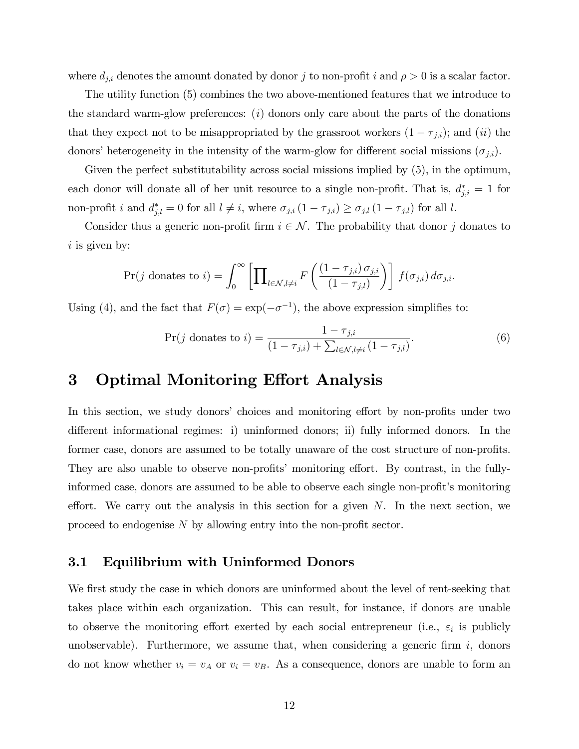where $d_{j,i}$ denotes the amount donated by donor $j$ to non-profit $i$ and $\rho > 0$ is a scalar factor.

The utility function (5) combines the two above-mentioned features that we introduce to the standard warm-glow preferences: ($i$) donors only care about the parts of the donations that they expect not to be misappropriated by the grassroot workers $(1 - \tau_{j,i})$; and ($ii$) the donors' heterogeneity in the intensity of the warm-glow for different social missions $(\sigma_{j,i})$.

Given the perfect substitutability across social missions implied by (5), in the optimum, each donor will donate all of her unit resource to a single non-profit. That is, $d^*_{j,i} = 1$ for non-profit $i$ and $d^*_{j,l} = 0$ for all $l \neq i$, where $\sigma_{j,i}(1 - \tau_{j,i}) \geq \sigma_{j,l}(1 - \tau_{j,l})$ for all $l$.

Consider thus a generic non-profit firm $i \in \mathcal{N}$. The probability that donor $j$ donates to $i$ is given by:

$$\Pr(j \text{ donates to } i) = \int_0^\infty \left[\prod\nolimits_{l \in \mathcal{N}, l \neq i} F\left(\frac{(1 - \tau_{j,i})\,\sigma_{j,i}}{(1 - \tau_{j,l})}\right)\right] f(\sigma_{j,i})\, d\sigma_{j,i}.$$

Using (4), and the fact that $F(\sigma) = \exp(-\sigma^{-1})$, the above expression simplifies to:

$$\Pr(j \text{ donates to } i) = \frac{1 - \tau_{j,i}}{(1 - \tau_{j,i}) + \sum_{l \in \mathcal{N}, l \neq i}(1 - \tau_{j,l})}. \tag{6}$$

# 3 Optimal Monitoring Effort Analysis

In this section, we study donors' choices and monitoring effort by non-profits under two different informational regimes: i) uninformed donors; ii) fully informed donors. In the former case, donors are assumed to be totally unaware of the cost structure of non-profits. They are also unable to observe non-profits' monitoring effort. By contrast, in the fully-informed case, donors are assumed to be able to observe each single non-profit's monitoring effort. We carry out the analysis in this section for a given $N$. In the next section, we proceed to endogenise $N$ by allowing entry into the non-profit sector.

## 3.1 Equilibrium with Uninformed Donors

We first study the case in which donors are uninformed about the level of rent-seeking that takes place within each organization. This can result, for instance, if donors are unable to observe the monitoring effort exerted by each social entrepreneur (i.e., $\varepsilon_i$ is publicly unobservable). Furthermore, we assume that, when considering a generic firm $i$, donors do not know whether $v_i = v_A$ or $v_i = v_B$. As a consequence, donors are unable to form an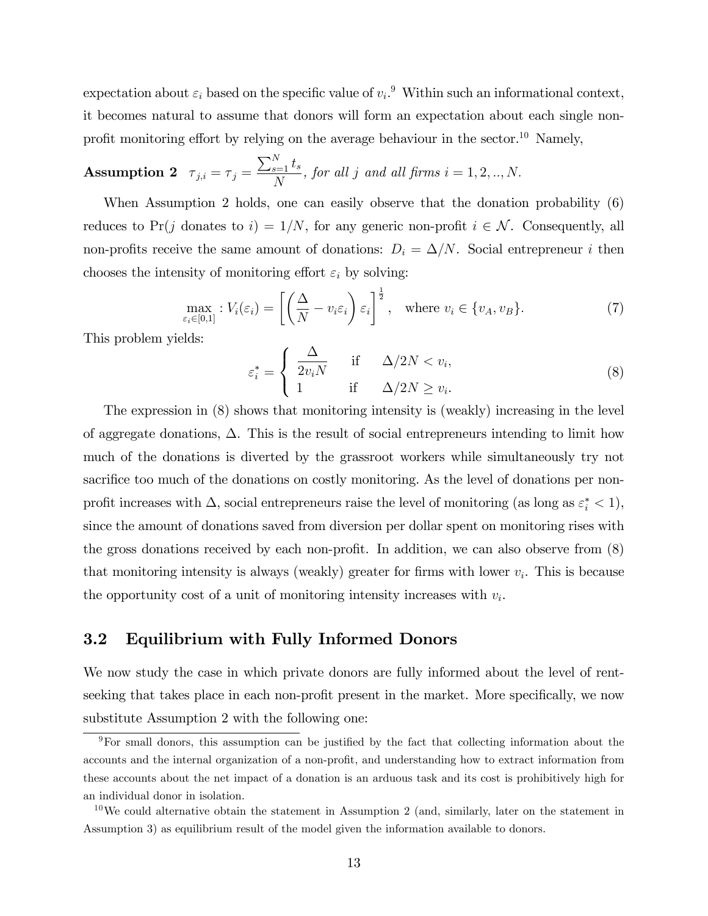expectation about $\varepsilon_i$ based on the specific value of $v_i$.[9] Within such an informational context, it becomes natural to assume that donors will form an expectation about each single non-profit monitoring effort by relying on the average behaviour in the sector.[10] Namely,

**Assumption 2** $\tau_{j,i} = \tau_j = \frac{\sum_{s=1}^{N} t_s}{N}$, *for all* $j$ *and all firms* $i = 1, 2, .., N$.

When Assumption 2 holds, one can easily observe that the donation probability (6) reduces to $\Pr(j \text{ donates to } i) = 1/N$, for any generic non-profit $i \in \mathcal{N}$. Consequently, all non-profits receive the same amount of donations: $D_i = \Delta/N$. Social entrepreneur $i$ then chooses the intensity of monitoring effort $\varepsilon_i$ by solving:

$$\max_{\varepsilon_i \in [0,1]} : V_i(\varepsilon_i) = \left[ \left( \frac{\Delta}{N} - v_i \varepsilon_i \right) \varepsilon_i \right]^{\frac{1}{2}}, \quad \text{where } v_i \in \{v_A, v_B\}. \tag{7}$$

This problem yields:

$$\varepsilon_i^* = \begin{cases} \dfrac{\Delta}{2 v_i N} & \text{if} \quad \Delta/2N < v_i, \\ 1 & \text{if} \quad \Delta/2N \geq v_i. \end{cases} \tag{8}$$

The expression in (8) shows that monitoring intensity is (weakly) increasing in the level of aggregate donations, $\Delta$. This is the result of social entrepreneurs intending to limit how much of the donations is diverted by the grassroot workers while simultaneously try not sacrifice too much of the donations on costly monitoring. As the level of donations per non-profit increases with $\Delta$, social entrepreneurs raise the level of monitoring (as long as $\varepsilon_i^* < 1$), since the amount of donations saved from diversion per dollar spent on monitoring rises with the gross donations received by each non-profit. In addition, we can also observe from (8) that monitoring intensity is always (weakly) greater for firms with lower $v_i$. This is because the opportunity cost of a unit of monitoring intensity increases with $v_i$.

## 3.2 Equilibrium with Fully Informed Donors

We now study the case in which private donors are fully informed about the level of rent-seeking that takes place in each non-profit present in the market. More specifically, we now substitute Assumption 2 with the following one:

[9] For small donors, this assumption can be justified by the fact that collecting information about the accounts and the internal organization of a non-profit, and understanding how to extract information from these accounts about the net impact of a donation is an arduous task and its cost is prohibitively high for an individual donor in isolation.

[10] We could alternative obtain the statement in Assumption 2 (and, similarly, later on the statement in Assumption 3) as equilibrium result of the model given the information available to donors.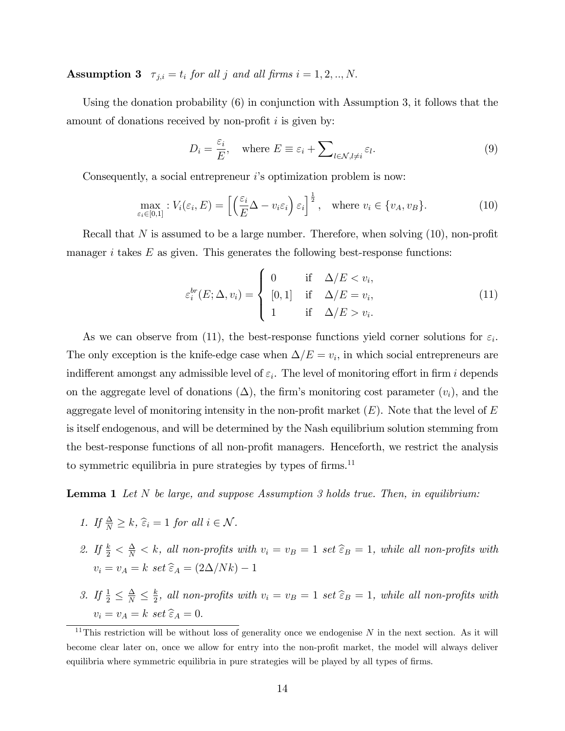**Assumption 3** *$\tau_{j,i} = t_i$ for all $j$ and all firms $i = 1, 2, .., N$.*

Using the donation probability (6) in conjunction with Assumption 3, it follows that the amount of donations received by non-profit $i$ is given by:

$$D_i = \frac{\varepsilon_i}{E}, \quad \text{where } E \equiv \varepsilon_i + \sum\nolimits_{l \in \mathcal{N}, l \neq i} \varepsilon_l. \tag{9}$$

Consequently, a social entrepreneur $i$'s optimization problem is now:

$$\max_{\varepsilon_i \in [0,1]} : V_i(\varepsilon_i, E) = \left[ \left( \frac{\varepsilon_i}{E} \Delta - v_i \varepsilon_i \right) \varepsilon_i \right]^{\frac{1}{2}}, \quad \text{where } v_i \in \{v_A, v_B\}. \tag{10}$$

Recall that $N$ is assumed to be a large number. Therefore, when solving (10), non-profit manager $i$ takes $E$ as given. This generates the following best-response functions:

$$\varepsilon_i^{br}(E; \Delta, v_i) = \begin{cases} 0 & \text{if} \quad \Delta/E < v_i, \\ [0,1] & \text{if} \quad \Delta/E = v_i, \\ 1 & \text{if} \quad \Delta/E > v_i. \end{cases} \tag{11}$$

As we can observe from (11), the best-response functions yield corner solutions for $\varepsilon_i$. The only exception is the knife-edge case when $\Delta/E = v_i$, in which social entrepreneurs are indifferent amongst any admissible level of $\varepsilon_i$. The level of monitoring effort in firm $i$ depends on the aggregate level of donations ($\Delta$), the firm's monitoring cost parameter ($v_i$), and the aggregate level of monitoring intensity in the non-profit market ($E$). Note that the level of $E$ is itself endogenous, and will be determined by the Nash equilibrium solution stemming from the best-response functions of all non-profit managers. Henceforth, we restrict the analysis to symmetric equilibria in pure strategies by types of firms.[11]

**Lemma 1** *Let $N$ be large, and suppose Assumption 3 holds true. Then, in equilibrium:*

1. *If $\frac{\Delta}{N} \geq k$, $\widehat{\varepsilon}_i = 1$ for all $i \in \mathcal{N}$.*
2. *If $\frac{k}{2} < \frac{\Delta}{N} < k$, all non-profits with $v_i = v_B = 1$ set $\widehat{\varepsilon}_B = 1$, while all non-profits with $v_i = v_A = k$ set $\widehat{\varepsilon}_A = (2\Delta/Nk) - 1$*
3. *If $\frac{1}{2} \leq \frac{\Delta}{N} \leq \frac{k}{2}$, all non-profits with $v_i = v_B = 1$ set $\widehat{\varepsilon}_B = 1$, while all non-profits with $v_i = v_A = k$ set $\widehat{\varepsilon}_A = 0$.*

[11] This restriction will be without loss of generality once we endogenise $N$ in the next section. As it will become clear later on, once we allow for entry into the non-profit market, the model will always deliver equilibria where symmetric equilibria in pure strategies will be played by all types of firms.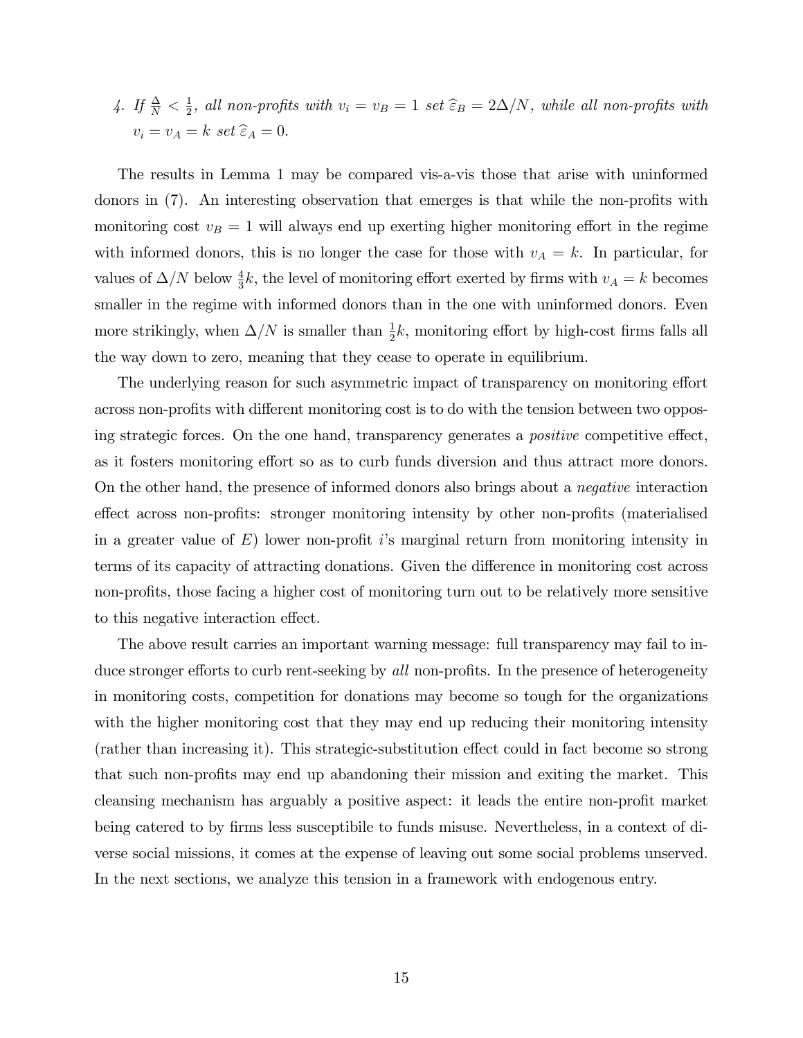4. *If $\frac{\Delta}{N} < \frac{1}{2}$, all non-profits with $v_i = v_B = 1$ set $\widehat{\varepsilon}_B = 2\Delta/N$, while all non-profits with $v_i = v_A = k$ set $\widehat{\varepsilon}_A = 0$.*

The results in Lemma 1 may be compared vis-a-vis those that arise with uninformed donors in (7). An interesting observation that emerges is that while the non-profits with monitoring cost $v_B = 1$ will always end up exerting higher monitoring effort in the regime with informed donors, this is no longer the case for those with $v_A = k$. In particular, for values of $\Delta/N$ below $\frac{4}{3}k$, the level of monitoring effort exerted by firms with $v_A = k$ becomes smaller in the regime with informed donors than in the one with uninformed donors. Even more strikingly, when $\Delta/N$ is smaller than $\frac{1}{2}k$, monitoring effort by high-cost firms falls all the way down to zero, meaning that they cease to operate in equilibrium.

The underlying reason for such asymmetric impact of transparency on monitoring effort across non-profits with different monitoring cost is to do with the tension between two opposing strategic forces. On the one hand, transparency generates a *positive* competitive effect, as it fosters monitoring effort so as to curb funds diversion and thus attract more donors. On the other hand, the presence of informed donors also brings about a *negative* interaction effect across non-profits: stronger monitoring intensity by other non-profits (materialised in a greater value of $E$) lower non-profit $i$'s marginal return from monitoring intensity in terms of its capacity of attracting donations. Given the difference in monitoring cost across non-profits, those facing a higher cost of monitoring turn out to be relatively more sensitive to this negative interaction effect.

The above result carries an important warning message: full transparency may fail to induce stronger efforts to curb rent-seeking by *all* non-profits. In the presence of heterogeneity in monitoring costs, competition for donations may become so tough for the organizations with the higher monitoring cost that they may end up reducing their monitoring intensity (rather than increasing it). This strategic-substitution effect could in fact become so strong that such non-profits may end up abandoning their mission and exiting the market. This cleansing mechanism has arguably a positive aspect: it leads the entire non-profit market being catered to by firms less susceptibile to funds misuse. Nevertheless, in a context of diverse social missions, it comes at the expense of leaving out some social problems unserved. In the next sections, we analyze this tension in a framework with endogenous entry.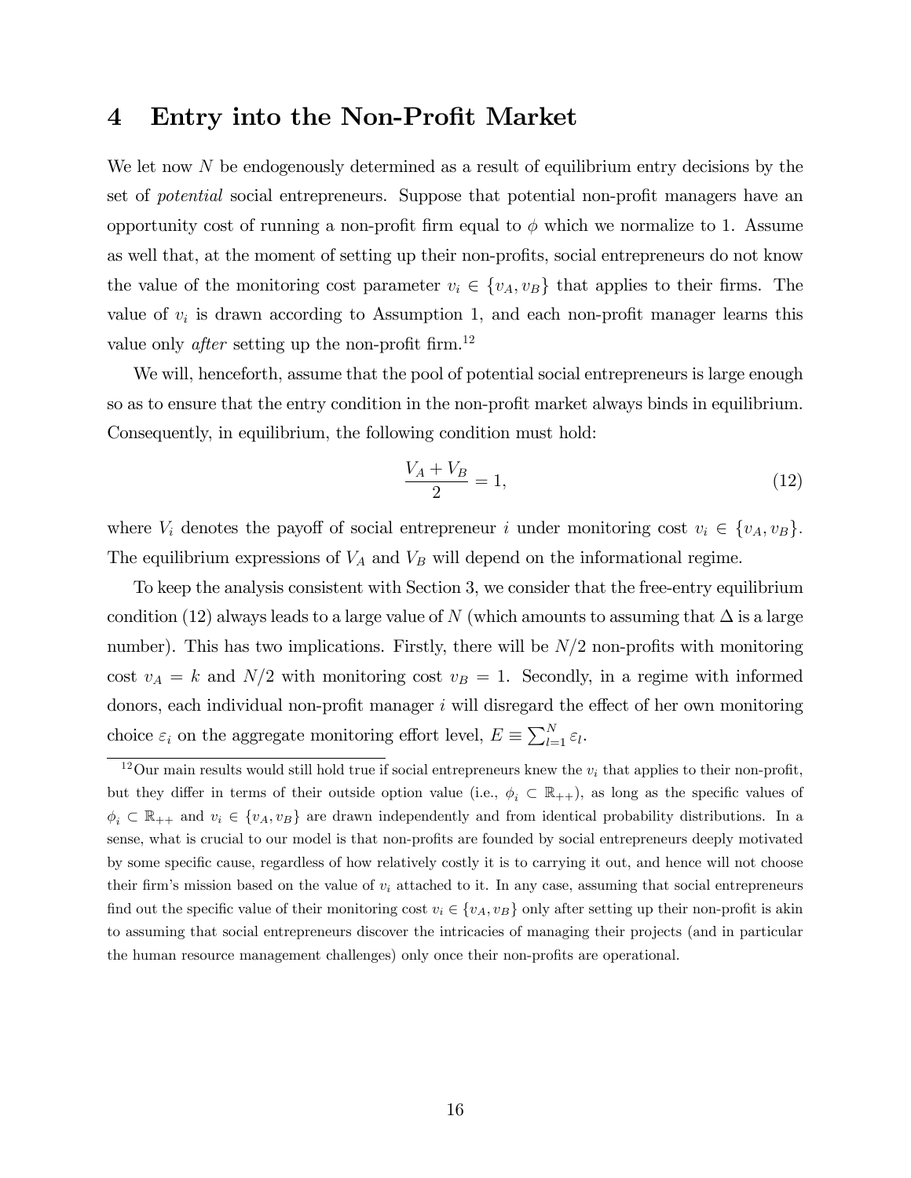# 4 Entry into the Non-Profit Market

We let now $N$ be endogenously determined as a result of equilibrium entry decisions by the set of *potential* social entrepreneurs. Suppose that potential non-profit managers have an opportunity cost of running a non-profit firm equal to $\phi$ which we normalize to 1. Assume as well that, at the moment of setting up their non-profits, social entrepreneurs do not know the value of the monitoring cost parameter $v_i \in \{v_A, v_B\}$ that applies to their firms. The value of $v_i$ is drawn according to Assumption 1, and each non-profit manager learns this value only *after* setting up the non-profit firm.[12]

We will, henceforth, assume that the pool of potential social entrepreneurs is large enough so as to ensure that the entry condition in the non-profit market always binds in equilibrium. Consequently, in equilibrium, the following condition must hold:

$$\frac{V_A + V_B}{2} = 1, \tag{12}$$

where $V_i$ denotes the payoff of social entrepreneur $i$ under monitoring cost $v_i \in \{v_A, v_B\}$. The equilibrium expressions of $V_A$ and $V_B$ will depend on the informational regime.

To keep the analysis consistent with Section 3, we consider that the free-entry equilibrium condition (12) always leads to a large value of $N$ (which amounts to assuming that $\Delta$ is a large number). This has two implications. Firstly, there will be $N/2$ non-profits with monitoring cost $v_A = k$ and $N/2$ with monitoring cost $v_B = 1$. Secondly, in a regime with informed donors, each individual non-profit manager $i$ will disregard the effect of her own monitoring choice $\varepsilon_i$ on the aggregate monitoring effort level, $E \equiv \sum_{l=1}^{N} \varepsilon_l$.

[12] Our main results would still hold true if social entrepreneurs knew the $v_i$ that applies to their non-profit, but they differ in terms of their outside option value (i.e., $\phi_i \subset \mathbb{R}_{++}$), as long as the specific values of $\phi_i \subset \mathbb{R}_{++}$ and $v_i \in \{v_A, v_B\}$ are drawn independently and from identical probability distributions. In a sense, what is crucial to our model is that non-profits are founded by social entrepreneurs deeply motivated by some specific cause, regardless of how relatively costly it is to carrying it out, and hence will not choose their firm's mission based on the value of $v_i$ attached to it. In any case, assuming that social entrepreneurs find out the specific value of their monitoring cost $v_i \in \{v_A, v_B\}$ only after setting up their non-profit is akin to assuming that social entrepreneurs discover the intricacies of managing their projects (and in particular the human resource management challenges) only once their non-profits are operational.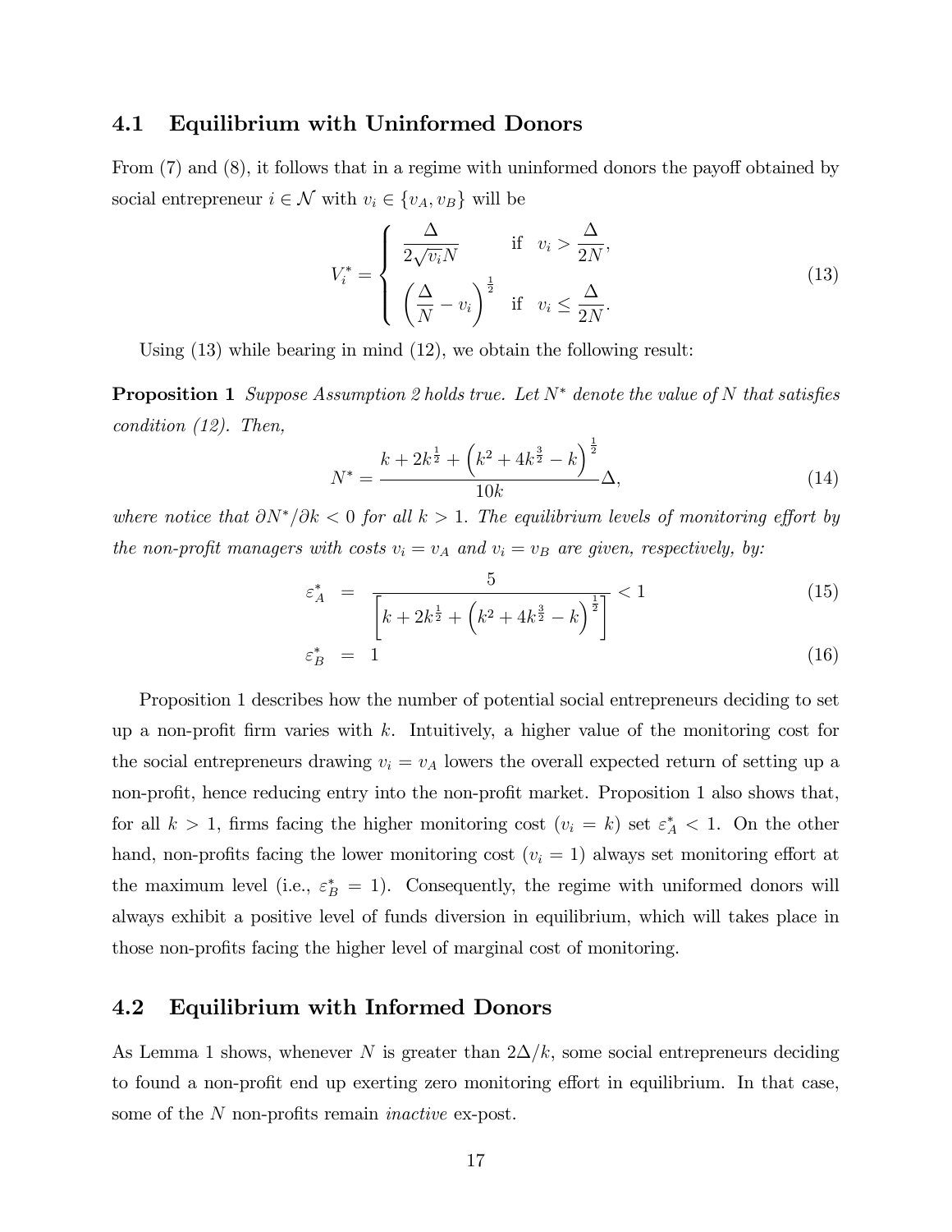## 4.1 Equilibrium with Uninformed Donors

From (7) and (8), it follows that in a regime with uninformed donors the payoff obtained by social entrepreneur $i \in \mathcal{N}$ with $v_i \in \{v_A, v_B\}$ will be

$$V_i^* = \begin{cases} \dfrac{\Delta}{2\sqrt{v_i}N} & \text{if} \quad v_i > \dfrac{\Delta}{2N}, \\ \left(\dfrac{\Delta}{N} - v_i\right)^{\frac{1}{2}} & \text{if} \quad v_i \leq \dfrac{\Delta}{2N}. \end{cases} \tag{13}$$

Using (13) while bearing in mind (12), we obtain the following result:

**Proposition 1** *Suppose Assumption 2 holds true. Let $N^*$ denote the value of $N$ that satisfies condition (12). Then,*

$$N^* = \frac{k + 2k^{\frac{1}{2}} + \left(k^2 + 4k^{\frac{3}{2}} - k\right)^{\frac{1}{2}}}{10k}\Delta, \tag{14}$$

*where notice that $\partial N^*/\partial k < 0$ for all $k > 1$. The equilibrium levels of monitoring effort by the non-profit managers with costs $v_i = v_A$ and $v_i = v_B$ are given, respectively, by:*

$$\varepsilon_A^* = \frac{5}{\left[k + 2k^{\frac{1}{2}} + \left(k^2 + 4k^{\frac{3}{2}} - k\right)^{\frac{1}{2}}\right]} < 1 \tag{15}$$

$$\varepsilon_B^* = 1 \tag{16}$$

Proposition 1 describes how the number of potential social entrepreneurs deciding to set up a non-profit firm varies with $k$. Intuitively, a higher value of the monitoring cost for the social entrepreneurs drawing $v_i = v_A$ lowers the overall expected return of setting up a non-profit, hence reducing entry into the non-profit market. Proposition 1 also shows that, for all $k > 1$, firms facing the higher monitoring cost ($v_i = k$) set $\varepsilon_A^* < 1$. On the other hand, non-profits facing the lower monitoring cost ($v_i = 1$) always set monitoring effort at the maximum level (i.e., $\varepsilon_B^* = 1$). Consequently, the regime with uniformed donors will always exhibit a positive level of funds diversion in equilibrium, which will takes place in those non-profits facing the higher level of marginal cost of monitoring.

## 4.2 Equilibrium with Informed Donors

As Lemma 1 shows, whenever $N$ is greater than $2\Delta/k$, some social entrepreneurs deciding to found a non-profit end up exerting zero monitoring effort in equilibrium. In that case, some of the $N$ non-profits remain *inactive* ex-post.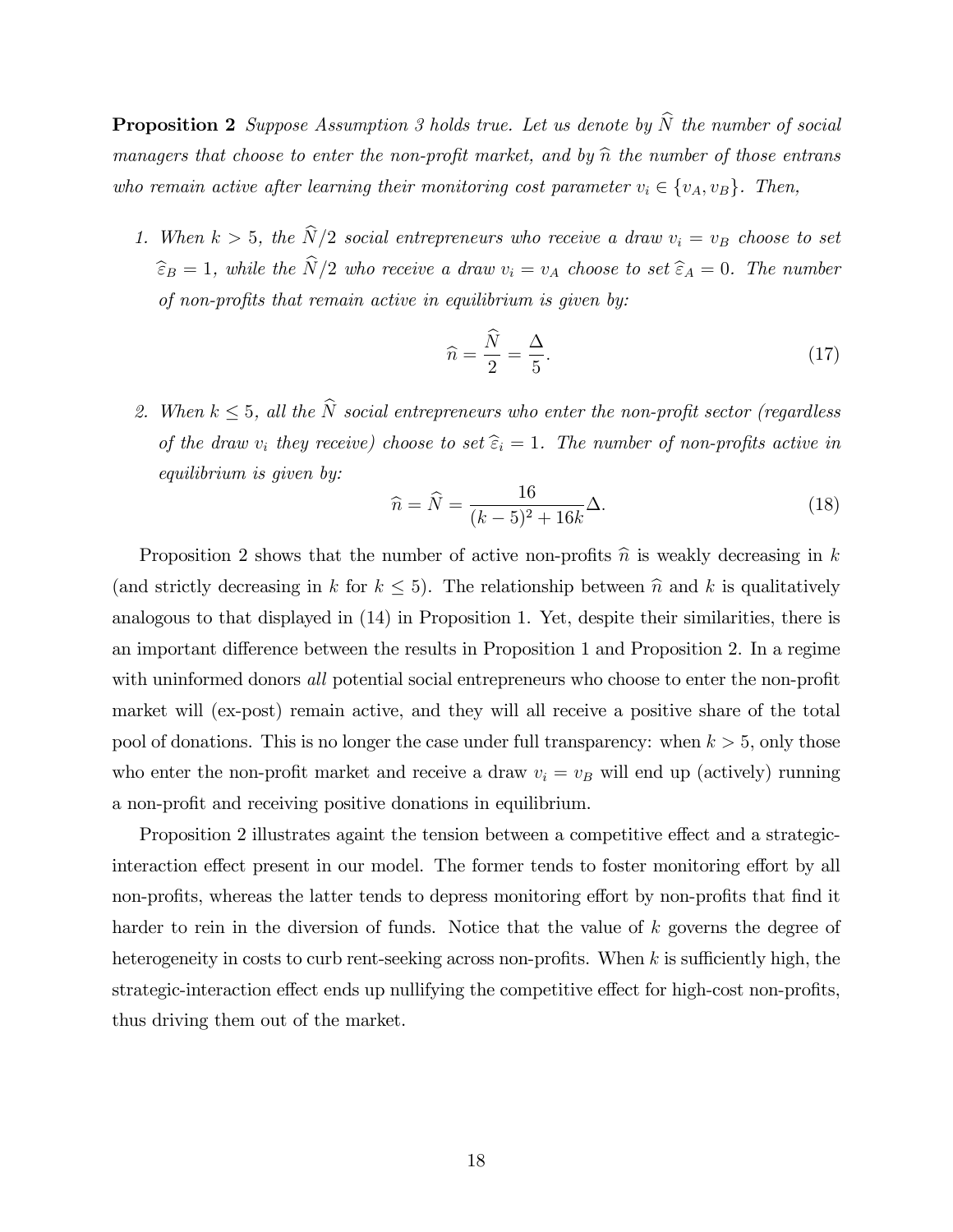**Proposition 2** *Suppose Assumption 3 holds true. Let us denote by $\widehat{N}$ the number of social managers that choose to enter the non-profit market, and by $\widehat{n}$ the number of those entrans who remain active after learning their monitoring cost parameter $v_i \in \{v_A, v_B\}$. Then,*

1. *When $k > 5$, the $\widehat{N}/2$ social entrepreneurs who receive a draw $v_i = v_B$ choose to set $\widehat{\varepsilon}_B = 1$, while the $\widehat{N}/2$ who receive a draw $v_i = v_A$ choose to set $\widehat{\varepsilon}_A = 0$. The number of non-profits that remain active in equilibrium is given by:*

$$\widehat{n} = \frac{\widehat{N}}{2} = \frac{\Delta}{5}. \tag{17}$$

2. *When $k \leq 5$, all the $\widehat{N}$ social entrepreneurs who enter the non-profit sector (regardless of the draw $v_i$ they receive) choose to set $\widehat{\varepsilon}_i = 1$. The number of non-profits active in equilibrium is given by:*

$$\widehat{n} = \widehat{N} = \frac{16}{(k-5)^2 + 16k}\Delta. \tag{18}$$

Proposition 2 shows that the number of active non-profits $\widehat{n}$ is weakly decreasing in $k$ (and strictly decreasing in $k$ for $k \leq 5$). The relationship between $\widehat{n}$ and $k$ is qualitatively analogous to that displayed in (14) in Proposition 1. Yet, despite their similarities, there is an important difference between the results in Proposition 1 and Proposition 2. In a regime with uninformed donors *all* potential social entrepreneurs who choose to enter the non-profit market will (ex-post) remain active, and they will all receive a positive share of the total pool of donations. This is no longer the case under full transparency: when $k > 5$, only those who enter the non-profit market and receive a draw $v_i = v_B$ will end up (actively) running a non-profit and receiving positive donations in equilibrium.

Proposition 2 illustrates againt the tension between a competitive effect and a strategic-interaction effect present in our model. The former tends to foster monitoring effort by all non-profits, whereas the latter tends to depress monitoring effort by non-profits that find it harder to rein in the diversion of funds. Notice that the value of $k$ governs the degree of heterogeneity in costs to curb rent-seeking across non-profits. When $k$ is sufficiently high, the strategic-interaction effect ends up nullifying the competitive effect for high-cost non-profits, thus driving them out of the market.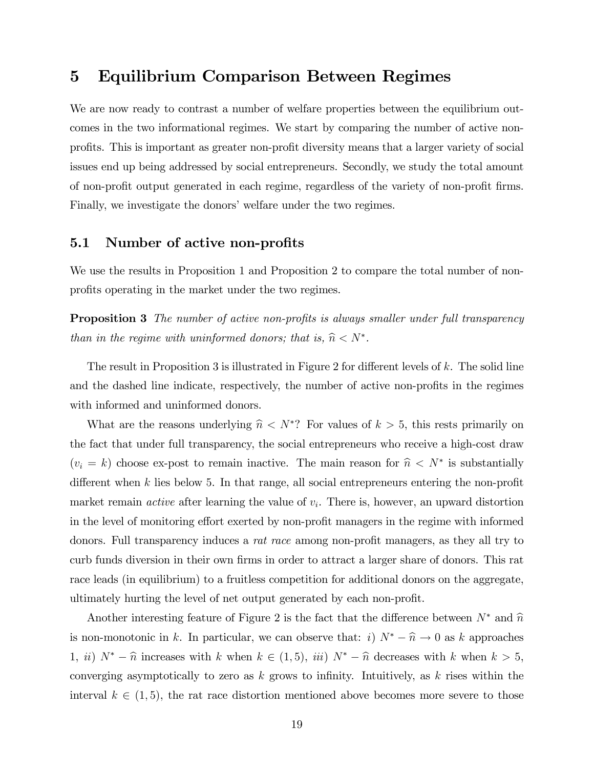# 5 Equilibrium Comparison Between Regimes

We are now ready to contrast a number of welfare properties between the equilibrium outcomes in the two informational regimes. We start by comparing the number of active non-profits. This is important as greater non-profit diversity means that a larger variety of social issues end up being addressed by social entrepreneurs. Secondly, we study the total amount of non-profit output generated in each regime, regardless of the variety of non-profit firms. Finally, we investigate the donors' welfare under the two regimes.

## 5.1 Number of active non-profits

We use the results in Proposition 1 and Proposition 2 to compare the total number of non-profits operating in the market under the two regimes.

**Proposition 3** *The number of active non-profits is always smaller under full transparency than in the regime with uninformed donors; that is,* $\widehat{n} < N^*$.

The result in Proposition 3 is illustrated in Figure 2 for different levels of $k$. The solid line and the dashed line indicate, respectively, the number of active non-profits in the regimes with informed and uninformed donors.

What are the reasons underlying $\widehat{n} < N^*$? For values of $k > 5$, this rests primarily on the fact that under full transparency, the social entrepreneurs who receive a high-cost draw ($v_i = k$) choose ex-post to remain inactive. The main reason for $\widehat{n} < N^*$ is substantially different when $k$ lies below 5. In that range, all social entrepreneurs entering the non-profit market remain *active* after learning the value of $v_i$. There is, however, an upward distortion in the level of monitoring effort exerted by non-profit managers in the regime with informed donors. Full transparency induces a *rat race* among non-profit managers, as they all try to curb funds diversion in their own firms in order to attract a larger share of donors. This rat race leads (in equilibrium) to a fruitless competition for additional donors on the aggregate, ultimately hurting the level of net output generated by each non-profit.

Another interesting feature of Figure 2 is the fact that the difference between $N^*$ and $\widehat{n}$ is non-monotonic in $k$. In particular, we can observe that: *i)* $N^* - \widehat{n} \to 0$ as $k$ approaches 1, *ii)* $N^* - \widehat{n}$ increases with $k$ when $k \in (1, 5)$, *iii)* $N^* - \widehat{n}$ decreases with $k$ when $k > 5$, converging asymptotically to zero as $k$ grows to infinity. Intuitively, as $k$ rises within the interval $k \in (1, 5)$, the rat race distortion mentioned above becomes more severe to those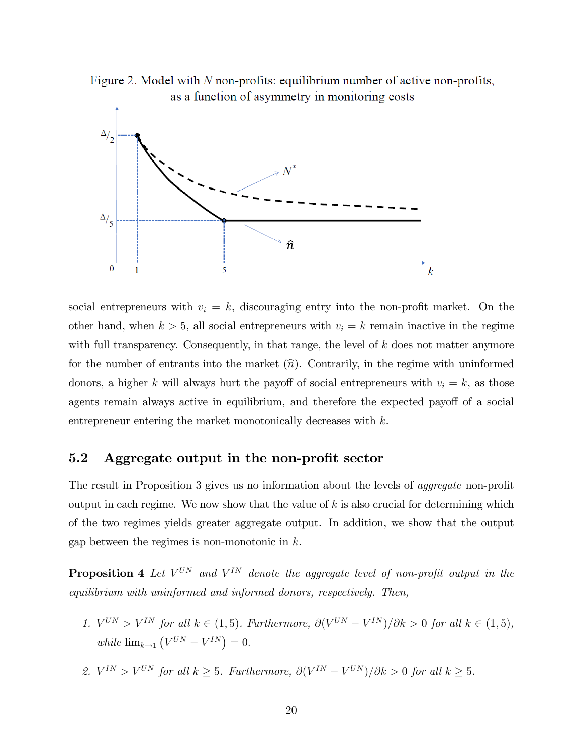Figure 2. Model with $N$ non-profits: equilibrium number of active non-profits, as a function of asymmetry in monitoring costs

social entrepreneurs with $v_i = k$, discouraging entry into the non-profit market. On the other hand, when $k > 5$, all social entrepreneurs with $v_i = k$ remain inactive in the regime with full transparency. Consequently, in that range, the level of $k$ does not matter anymore for the number of entrants into the market ($\widehat{n}$). Contrarily, in the regime with uninformed donors, a higher $k$ will always hurt the payoff of social entrepreneurs with $v_i = k$, as those agents remain always active in equilibrium, and therefore the expected payoff of a social entrepreneur entering the market monotonically decreases with $k$.

## 5.2 Aggregate output in the non-profit sector

The result in Proposition 3 gives us no information about the levels of *aggregate* non-profit output in each regime. We now show that the value of $k$ is also crucial for determining which of the two regimes yields greater aggregate output. In addition, we show that the output gap between the regimes is non-monotonic in $k$.

**Proposition 4** *Let $V^{UN}$ and $V^{IN}$ denote the aggregate level of non-profit output in the equilibrium with uninformed and informed donors, respectively. Then,*

1. *$V^{UN} > V^{IN}$ for all $k \in (1, 5)$. Furthermore, $\partial(V^{UN} - V^{IN})/\partial k > 0$ for all $k \in (1, 5)$, while $\lim_{k \to 1} \left(V^{UN} - V^{IN}\right) = 0$.*
2. *$V^{IN} > V^{UN}$ for all $k \geq 5$. Furthermore, $\partial(V^{IN} - V^{UN})/\partial k > 0$ for all $k \geq 5$.*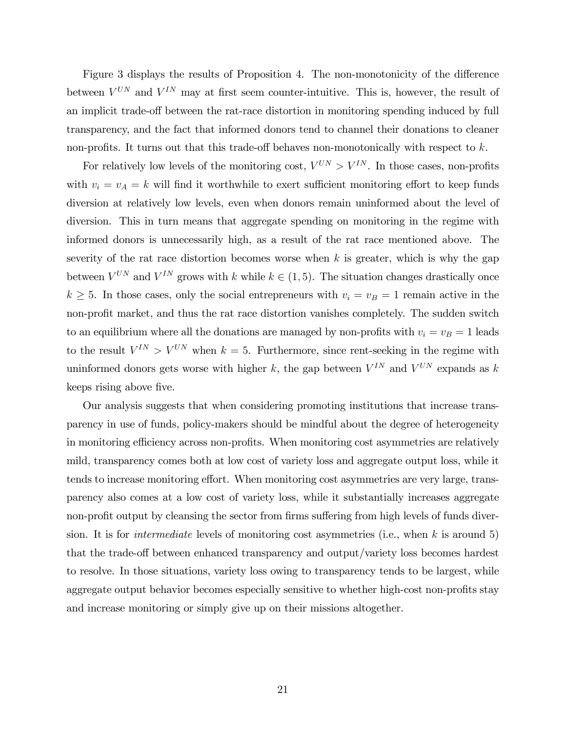Figure 3 displays the results of Proposition 4. The non-monotonicity of the difference between $V^{UN}$ and $V^{IN}$ may at first seem counter-intuitive. This is, however, the result of an implicit trade-off between the rat-race distortion in monitoring spending induced by full transparency, and the fact that informed donors tend to channel their donations to cleaner non-profits. It turns out that this trade-off behaves non-monotonically with respect to $k$.

For relatively low levels of the monitoring cost, $V^{UN} > V^{IN}$. In those cases, non-profits with $v_i = v_A = k$ will find it worthwhile to exert sufficient monitoring effort to keep funds diversion at relatively low levels, even when donors remain uninformed about the level of diversion. This in turn means that aggregate spending on monitoring in the regime with informed donors is unnecessarily high, as a result of the rat race mentioned above. The severity of the rat race distortion becomes worse when $k$ is greater, which is why the gap between $V^{UN}$ and $V^{IN}$ grows with $k$ while $k \in (1, 5)$. The situation changes drastically once $k \geq 5$. In those cases, only the social entrepreneurs with $v_i = v_B = 1$ remain active in the non-profit market, and thus the rat race distortion vanishes completely. The sudden switch to an equilibrium where all the donations are managed by non-profits with $v_i = v_B = 1$ leads to the result $V^{IN} > V^{UN}$ when $k = 5$. Furthermore, since rent-seeking in the regime with uninformed donors gets worse with higher $k$, the gap between $V^{IN}$ and $V^{UN}$ expands as $k$ keeps rising above five.

Our analysis suggests that when considering promoting institutions that increase transparency in use of funds, policy-makers should be mindful about the degree of heterogeneity in monitoring efficiency across non-profits. When monitoring cost asymmetries are relatively mild, transparency comes both at low cost of variety loss and aggregate output loss, while it tends to increase monitoring effort. When monitoring cost asymmetries are very large, transparency also comes at a low cost of variety loss, while it substantially increases aggregate non-profit output by cleansing the sector from firms suffering from high levels of funds diversion. It is for *intermediate* levels of monitoring cost asymmetries (i.e., when $k$ is around 5) that the trade-off between enhanced transparency and output/variety loss becomes hardest to resolve. In those situations, variety loss owing to transparency tends to be largest, while aggregate output behavior becomes especially sensitive to whether high-cost non-profits stay and increase monitoring or simply give up on their missions altogether.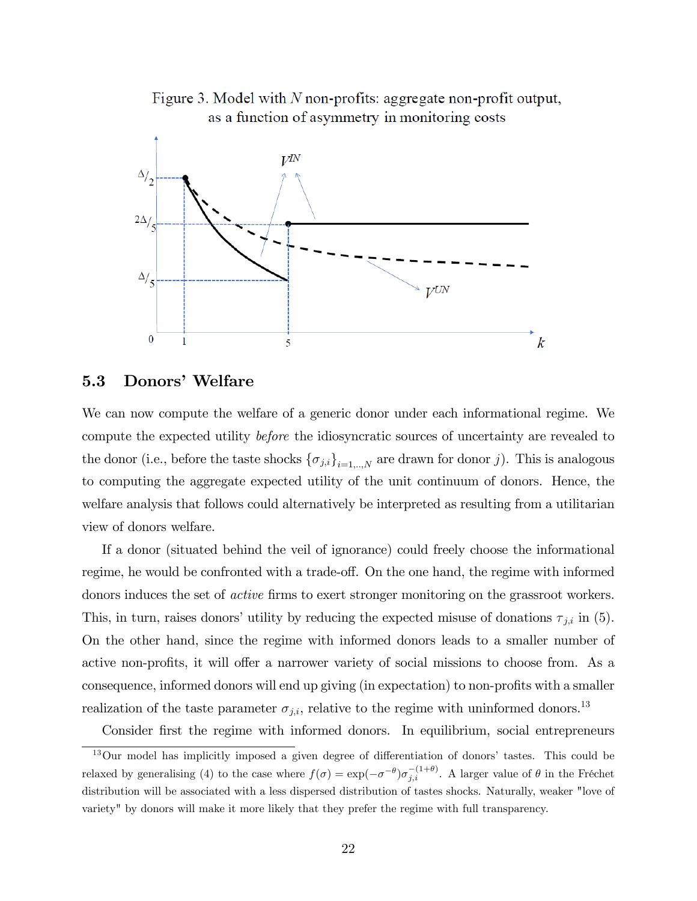Figure 3. Model with $N$ non-profits: aggregate non-profit output, as a function of asymmetry in monitoring costs

## 5.3 Donors' Welfare

We can now compute the welfare of a generic donor under each informational regime. We compute the expected utility *before* the idiosyncratic sources of uncertainty are revealed to the donor (i.e., before the taste shocks $\{\sigma_{j,i}\}_{i=1,..,N}$ are drawn for donor $j$). This is analogous to computing the aggregate expected utility of the unit continuum of donors. Hence, the welfare analysis that follows could alternatively be interpreted as resulting from a utilitarian view of donors welfare.

If a donor (situated behind the veil of ignorance) could freely choose the informational regime, he would be confronted with a trade-off. On the one hand, the regime with informed donors induces the set of *active* firms to exert stronger monitoring on the grassroot workers. This, in turn, raises donors' utility by reducing the expected misuse of donations $\tau_{j,i}$ in (5). On the other hand, since the regime with informed donors leads to a smaller number of active non-profits, it will offer a narrower variety of social missions to choose from. As a consequence, informed donors will end up giving (in expectation) to non-profits with a smaller realization of the taste parameter $\sigma_{j,i}$, relative to the regime with uninformed donors.[13]

Consider first the regime with informed donors. In equilibrium, social entrepreneurs

[13] Our model has implicitly imposed a given degree of differentiation of donors' tastes. This could be relaxed by generalising (4) to the case where $f(\sigma) = \exp(-\sigma^{-\theta})\sigma_{j,i}^{-(1+\theta)}$. A larger value of $\theta$ in the Fréchet distribution will be associated with a less dispersed distribution of tastes shocks. Naturally, weaker "love of variety" by donors will make it more likely that they prefer the regime with full transparency.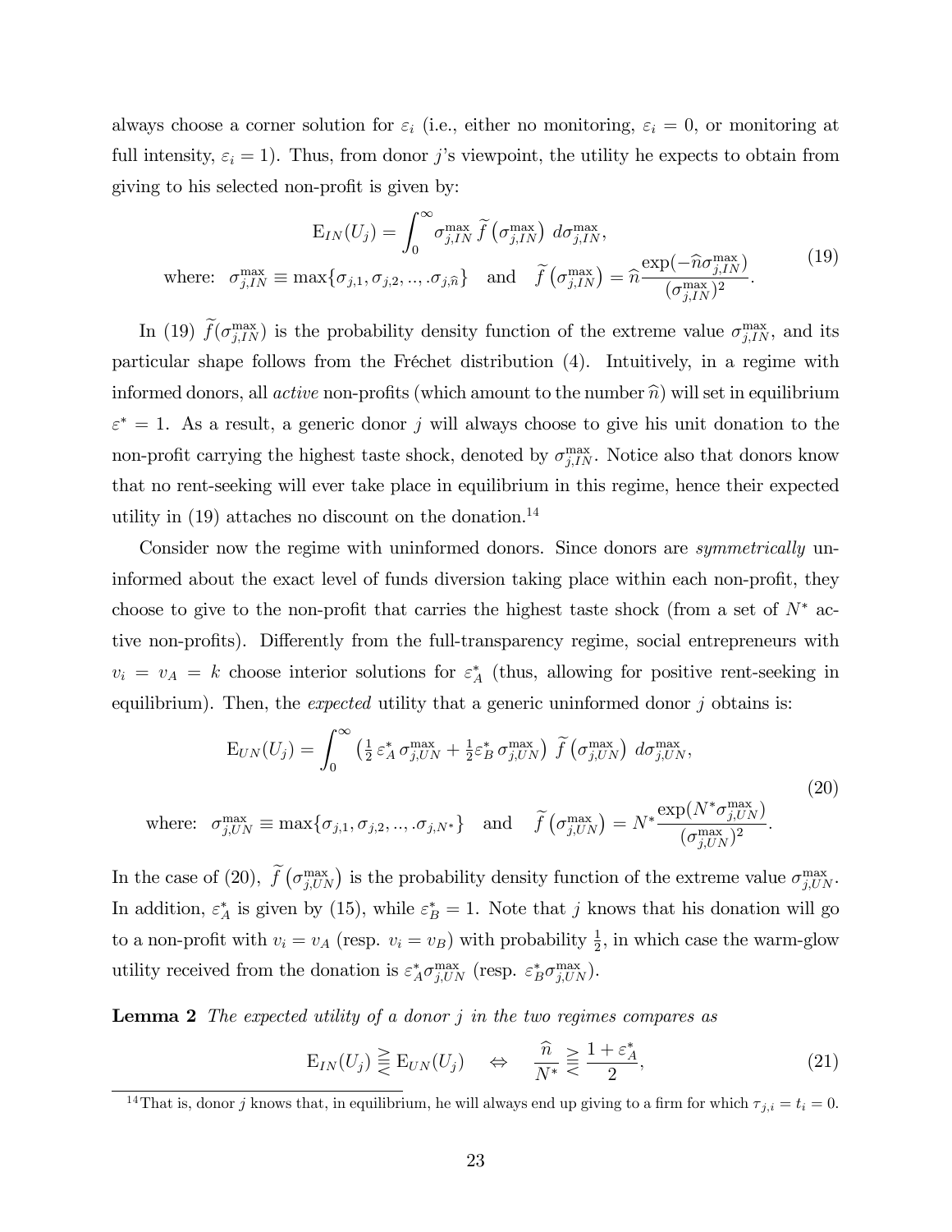always choose a corner solution for $\varepsilon_i$ (i.e., either no monitoring, $\varepsilon_i = 0$, or monitoring at full intensity, $\varepsilon_i = 1$). Thus, from donor $j$'s viewpoint, the utility he expects to obtain from giving to his selected non-profit is given by:

$$
\begin{gathered}
\mathrm{E}_{IN}(U_j) = \int_0^{\infty} \sigma_{j,IN}^{\max} \, \widetilde{f}\left(\sigma_{j,IN}^{\max}\right) \, d\sigma_{j,IN}^{\max}, \\
\text{where: } \; \sigma_{j,IN}^{\max} \equiv \max\{\sigma_{j,1}, \sigma_{j,2}, .., .\sigma_{j,\widehat{n}}\} \quad \text{and} \quad \widetilde{f}\left(\sigma_{j,IN}^{\max}\right) = \widehat{n}\frac{\exp(-\widehat{n}\sigma_{j,IN}^{\max})}{(\sigma_{j,IN}^{\max})^2}.
\end{gathered}
\tag{19}
$$

In (19) $\widetilde{f}(\sigma_{j,IN}^{\max})$ is the probability density function of the extreme value $\sigma_{j,IN}^{\max}$, and its particular shape follows from the Fréchet distribution (4). Intuitively, in a regime with informed donors, all *active* non-profits (which amount to the number $\widehat{n}$) will set in equilibrium $\varepsilon^* = 1$. As a result, a generic donor $j$ will always choose to give his unit donation to the non-profit carrying the highest taste shock, denoted by $\sigma_{j,IN}^{\max}$. Notice also that donors know that no rent-seeking will ever take place in equilibrium in this regime, hence their expected utility in (19) attaches no discount on the donation.[14]

Consider now the regime with uninformed donors. Since donors are *symmetrically* uninformed about the exact level of funds diversion taking place within each non-profit, they choose to give to the non-profit that carries the highest taste shock (from a set of $N^*$ active non-profits). Differently from the full-transparency regime, social entrepreneurs with $v_i = v_A = k$ choose interior solutions for $\varepsilon_A^*$ (thus, allowing for positive rent-seeking in equilibrium). Then, the *expected* utility that a generic uninformed donor $j$ obtains is:

$$
\begin{gathered}
\mathrm{E}_{UN}(U_j) = \int_0^{\infty} \left(\tfrac{1}{2}\, \varepsilon_A^* \, \sigma_{j,UN}^{\max} + \tfrac{1}{2}\varepsilon_B^* \, \sigma_{j,UN}^{\max}\right) \, \widetilde{f}\left(\sigma_{j,UN}^{\max}\right) \, d\sigma_{j,UN}^{\max}, \\
\text{where: } \; \sigma_{j,UN}^{\max} \equiv \max\{\sigma_{j,1}, \sigma_{j,2}, .., .\sigma_{j,N^*}\} \quad \text{and} \quad \widetilde{f}\left(\sigma_{j,UN}^{\max}\right) = N^*\frac{\exp(N^*\sigma_{j,UN}^{\max})}{(\sigma_{j,UN}^{\max})^2}.
\end{gathered}
\tag{20}
$$

In the case of (20), $\widetilde{f}\left(\sigma_{j,UN}^{\max}\right)$ is the probability density function of the extreme value $\sigma_{j,UN}^{\max}$. In addition, $\varepsilon_A^*$ is given by (15), while $\varepsilon_B^* = 1$. Note that $j$ knows that his donation will go to a non-profit with $v_i = v_A$ (resp. $v_i = v_B$) with probability $\frac{1}{2}$, in which case the warm-glow utility received from the donation is $\varepsilon_A^* \sigma_{j,UN}^{\max}$ (resp. $\varepsilon_B^* \sigma_{j,UN}^{\max}$).

**Lemma 2** *The expected utility of a donor $j$ in the two regimes compares as*

$$
\mathrm{E}_{IN}(U_j) \gtreqless \mathrm{E}_{UN}(U_j) \quad \Leftrightarrow \quad \frac{\widehat{n}}{N^*} \gtreqless \frac{1+\varepsilon_A^*}{2},
\tag{21}
$$

[14] That is, donor $j$ knows that, in equilibrium, he will always end up giving to a firm for which $\tau_{j,i} = t_i = 0$.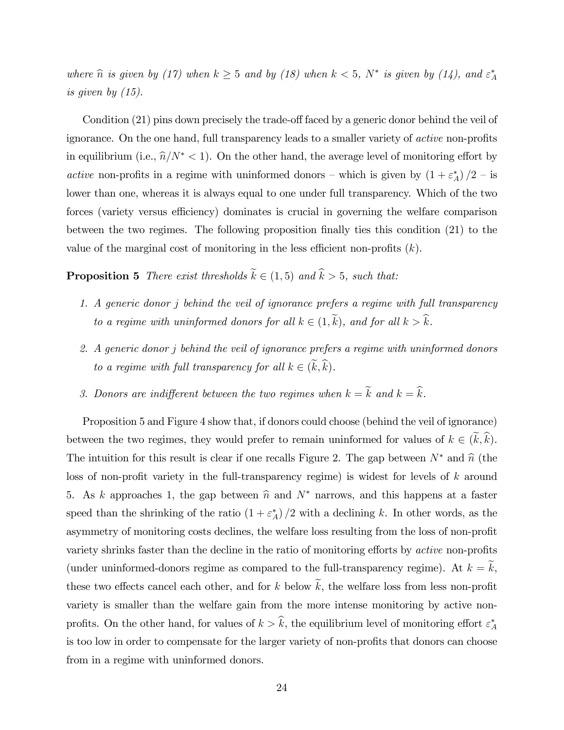*where $\widehat{n}$ is given by (17) when $k \geq 5$ and by (18) when $k < 5$, $N^*$ is given by (14), and $\varepsilon_A^*$ is given by (15).*

Condition (21) pins down precisely the trade-off faced by a generic donor behind the veil of ignorance. On the one hand, full transparency leads to a smaller variety of *active* non-profits in equilibrium (i.e., $\widehat{n}/N^* < 1$). On the other hand, the average level of monitoring effort by *active* non-profits in a regime with uninformed donors – which is given by $(1 + \varepsilon_A^*)/2$ – is lower than one, whereas it is always equal to one under full transparency. Which of the two forces (variety versus efficiency) dominates is crucial in governing the welfare comparison between the two regimes. The following proposition finally ties this condition (21) to the value of the marginal cost of monitoring in the less efficient non-profits ($k$).

**Proposition 5** *There exist thresholds $\widetilde{k} \in (1, 5)$ and $\widehat{k} > 5$, such that:*

1. *A generic donor $j$ behind the veil of ignorance prefers a regime with full transparency to a regime with uninformed donors for all $k \in (1, \widetilde{k})$, and for all $k > \widehat{k}$.*
2. *A generic donor $j$ behind the veil of ignorance prefers a regime with uninformed donors to a regime with full transparency for all $k \in (\widetilde{k}, \widehat{k})$.*
3. *Donors are indifferent between the two regimes when $k = \widetilde{k}$ and $k = \widehat{k}$.*

Proposition 5 and Figure 4 show that, if donors could choose (behind the veil of ignorance) between the two regimes, they would prefer to remain uninformed for values of $k \in (\widetilde{k}, \widehat{k})$. The intuition for this result is clear if one recalls Figure 2. The gap between $N^*$ and $\widehat{n}$ (the loss of non-profit variety in the full-transparency regime) is widest for levels of $k$ around 5. As $k$ approaches 1, the gap between $\widehat{n}$ and $N^*$ narrows, and this happens at a faster speed than the shrinking of the ratio $(1 + \varepsilon_A^*)/2$ with a declining $k$. In other words, as the asymmetry of monitoring costs declines, the welfare loss resulting from the loss of non-profit variety shrinks faster than the decline in the ratio of monitoring efforts by *active* non-profits (under uninformed-donors regime as compared to the full-transparency regime). At $k = \widetilde{k}$, these two effects cancel each other, and for $k$ below $\widetilde{k}$, the welfare loss from less non-profit variety is smaller than the welfare gain from the more intense monitoring by active non-profits. On the other hand, for values of $k > \widehat{k}$, the equilibrium level of monitoring effort $\varepsilon_A^*$ is too low in order to compensate for the larger variety of non-profits that donors can choose from in a regime with uninformed donors.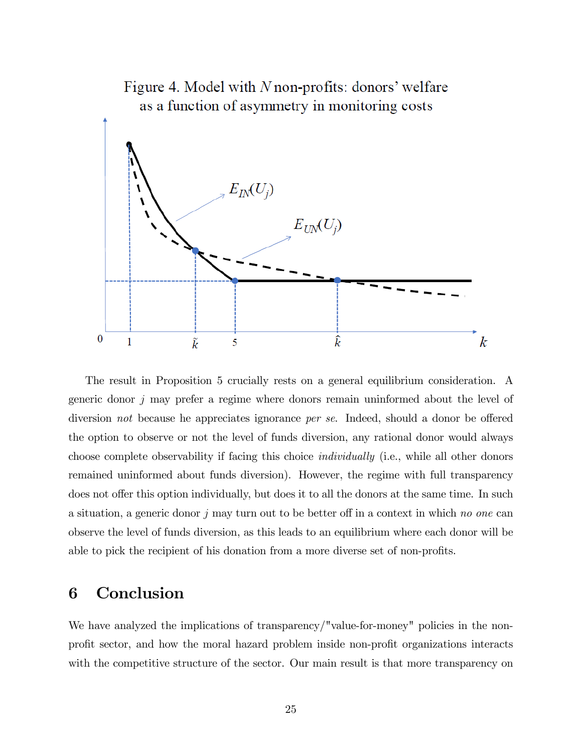Figure 4. Model with $N$ non-profits: donors' welfare as a function of asymmetry in monitoring costs

The result in Proposition 5 crucially rests on a general equilibrium consideration. A generic donor $j$ may prefer a regime where donors remain uninformed about the level of diversion *not* because he appreciates ignorance *per se*. Indeed, should a donor be offered the option to observe or not the level of funds diversion, any rational donor would always choose complete observability if facing this choice *individually* (i.e., while all other donors remained uninformed about funds diversion). However, the regime with full transparency does not offer this option individually, but does it to all the donors at the same time. In such a situation, a generic donor $j$ may turn out to be better off in a context in which *no one* can observe the level of funds diversion, as this leads to an equilibrium where each donor will be able to pick the recipient of his donation from a more diverse set of non-profits.

## 6 Conclusion

We have analyzed the implications of transparency/"value-for-money" policies in the non-profit sector, and how the moral hazard problem inside non-profit organizations interacts with the competitive structure of the sector. Our main result is that more transparency on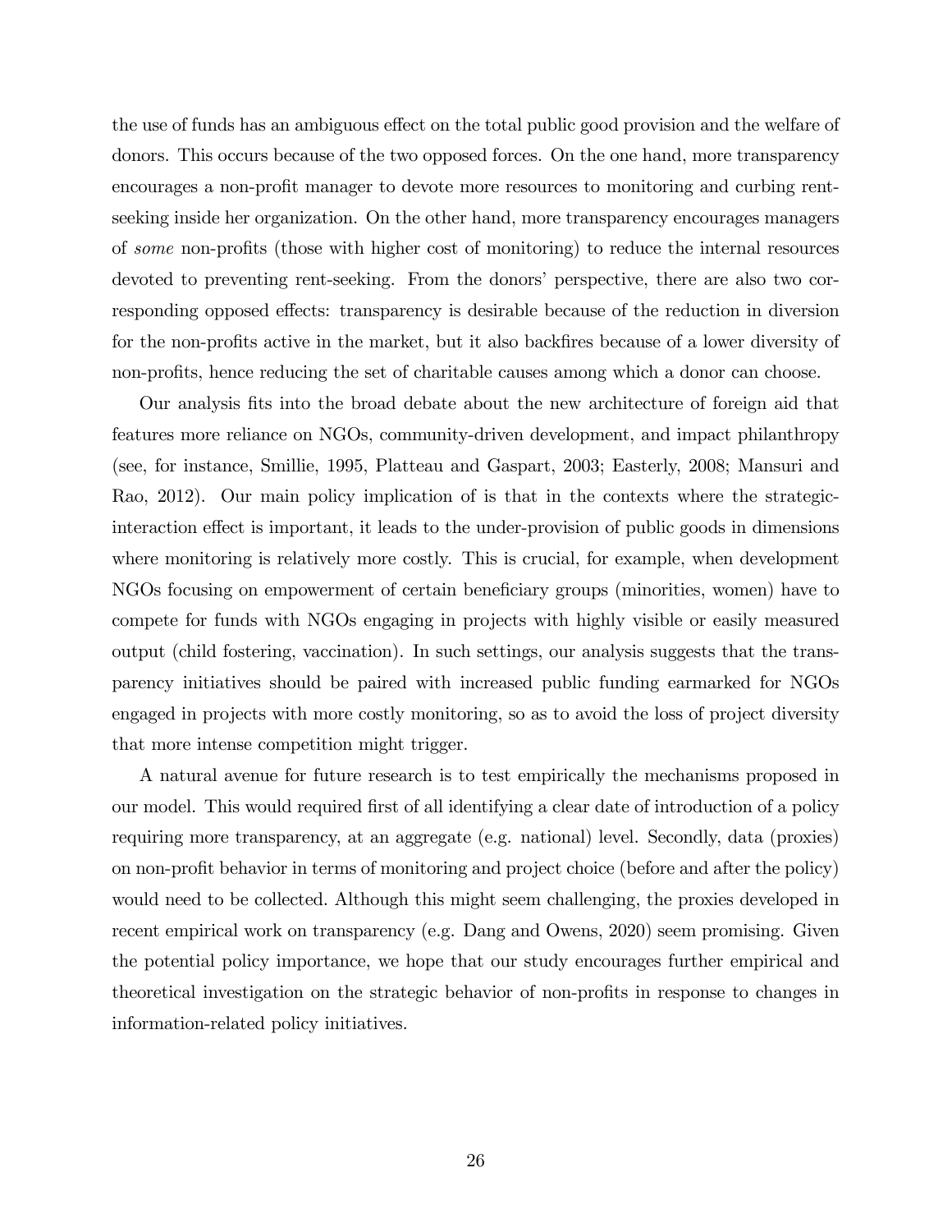the use of funds has an ambiguous effect on the total public good provision and the welfare of donors. This occurs because of the two opposed forces. On the one hand, more transparency encourages a non-profit manager to devote more resources to monitoring and curbing rent-seeking inside her organization. On the other hand, more transparency encourages managers of *some* non-profits (those with higher cost of monitoring) to reduce the internal resources devoted to preventing rent-seeking. From the donors' perspective, there are also two corresponding opposed effects: transparency is desirable because of the reduction in diversion for the non-profits active in the market, but it also backfires because of a lower diversity of non-profits, hence reducing the set of charitable causes among which a donor can choose.

Our analysis fits into the broad debate about the new architecture of foreign aid that features more reliance on NGOs, community-driven development, and impact philanthropy (see, for instance, Smillie, 1995, Platteau and Gaspart, 2003; Easterly, 2008; Mansuri and Rao, 2012). Our main policy implication of is that in the contexts where the strategic-interaction effect is important, it leads to the under-provision of public goods in dimensions where monitoring is relatively more costly. This is crucial, for example, when development NGOs focusing on empowerment of certain beneficiary groups (minorities, women) have to compete for funds with NGOs engaging in projects with highly visible or easily measured output (child fostering, vaccination). In such settings, our analysis suggests that the transparency initiatives should be paired with increased public funding earmarked for NGOs engaged in projects with more costly monitoring, so as to avoid the loss of project diversity that more intense competition might trigger.

A natural avenue for future research is to test empirically the mechanisms proposed in our model. This would required first of all identifying a clear date of introduction of a policy requiring more transparency, at an aggregate (e.g. national) level. Secondly, data (proxies) on non-profit behavior in terms of monitoring and project choice (before and after the policy) would need to be collected. Although this might seem challenging, the proxies developed in recent empirical work on transparency (e.g. Dang and Owens, 2020) seem promising. Given the potential policy importance, we hope that our study encourages further empirical and theoretical investigation on the strategic behavior of non-profits in response to changes in information-related policy initiatives.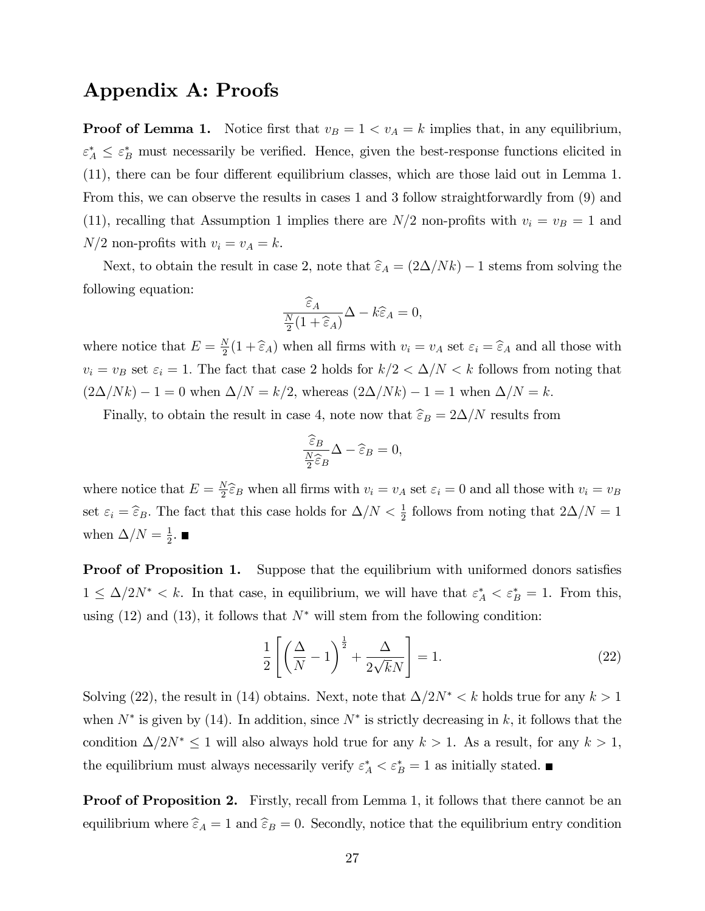# Appendix A: Proofs

**Proof of Lemma 1.** Notice first that $v_B = 1 < v_A = k$ implies that, in any equilibrium, $\varepsilon_A^* \leq \varepsilon_B^*$ must necessarily be verified. Hence, given the best-response functions elicited in (11), there can be four different equilibrium classes, which are those laid out in Lemma 1. From this, we can observe the results in cases 1 and 3 follow straightforwardly from (9) and (11), recalling that Assumption 1 implies there are $N/2$ non-profits with $v_i = v_B = 1$ and $N/2$ non-profits with $v_i = v_A = k$.

Next, to obtain the result in case 2, note that $\widehat{\varepsilon}_A = (2\Delta/Nk) - 1$ stems from solving the following equation:

$$\frac{\widehat{\varepsilon}_A}{\frac{N}{2}(1+\widehat{\varepsilon}_A)}\Delta - k\widehat{\varepsilon}_A = 0,$$

where notice that $E = \frac{N}{2}(1+\widehat{\varepsilon}_A)$ when all firms with $v_i = v_A$ set $\varepsilon_i = \widehat{\varepsilon}_A$ and all those with $v_i = v_B$ set $\varepsilon_i = 1$. The fact that case 2 holds for $k/2 < \Delta/N < k$ follows from noting that $(2\Delta/Nk) - 1 = 0$ when $\Delta/N = k/2$, whereas $(2\Delta/Nk) - 1 = 1$ when $\Delta/N = k$.

Finally, to obtain the result in case 4, note now that $\widehat{\varepsilon}_B = 2\Delta/N$ results from

$$\frac{\widehat{\varepsilon}_B}{\frac{N}{2}\widehat{\varepsilon}_B}\Delta - \widehat{\varepsilon}_B = 0,$$

where notice that $E = \frac{N}{2}\widehat{\varepsilon}_B$ when all firms with $v_i = v_A$ set $\varepsilon_i = 0$ and all those with $v_i = v_B$ set $\varepsilon_i = \widehat{\varepsilon}_B$. The fact that this case holds for $\Delta/N < \frac{1}{2}$ follows from noting that $2\Delta/N = 1$ when $\Delta/N = \frac{1}{2}$. ■

**Proof of Proposition 1.** Suppose that the equilibrium with uniformed donors satisfies $1 \leq \Delta/2N^* < k$. In that case, in equilibrium, we will have that $\varepsilon_A^* < \varepsilon_B^* = 1$. From this, using (12) and (13), it follows that $N^*$ will stem from the following condition:

$$\frac{1}{2}\left[\left(\frac{\Delta}{N} - 1\right)^{\frac{1}{2}} + \frac{\Delta}{2\sqrt{k}N}\right] = 1. \tag{22}$$

Solving (22), the result in (14) obtains. Next, note that $\Delta/2N^* < k$ holds true for any $k > 1$ when $N^*$ is given by (14). In addition, since $N^*$ is strictly decreasing in $k$, it follows that the condition $\Delta/2N^* \leq 1$ will also always hold true for any $k > 1$. As a result, for any $k > 1$, the equilibrium must always necessarily verify $\varepsilon_A^* < \varepsilon_B^* = 1$ as initially stated. ■

**Proof of Proposition 2.** Firstly, recall from Lemma 1, it follows that there cannot be an equilibrium where $\widehat{\varepsilon}_A = 1$ and $\widehat{\varepsilon}_B = 0$. Secondly, notice that the equilibrium entry condition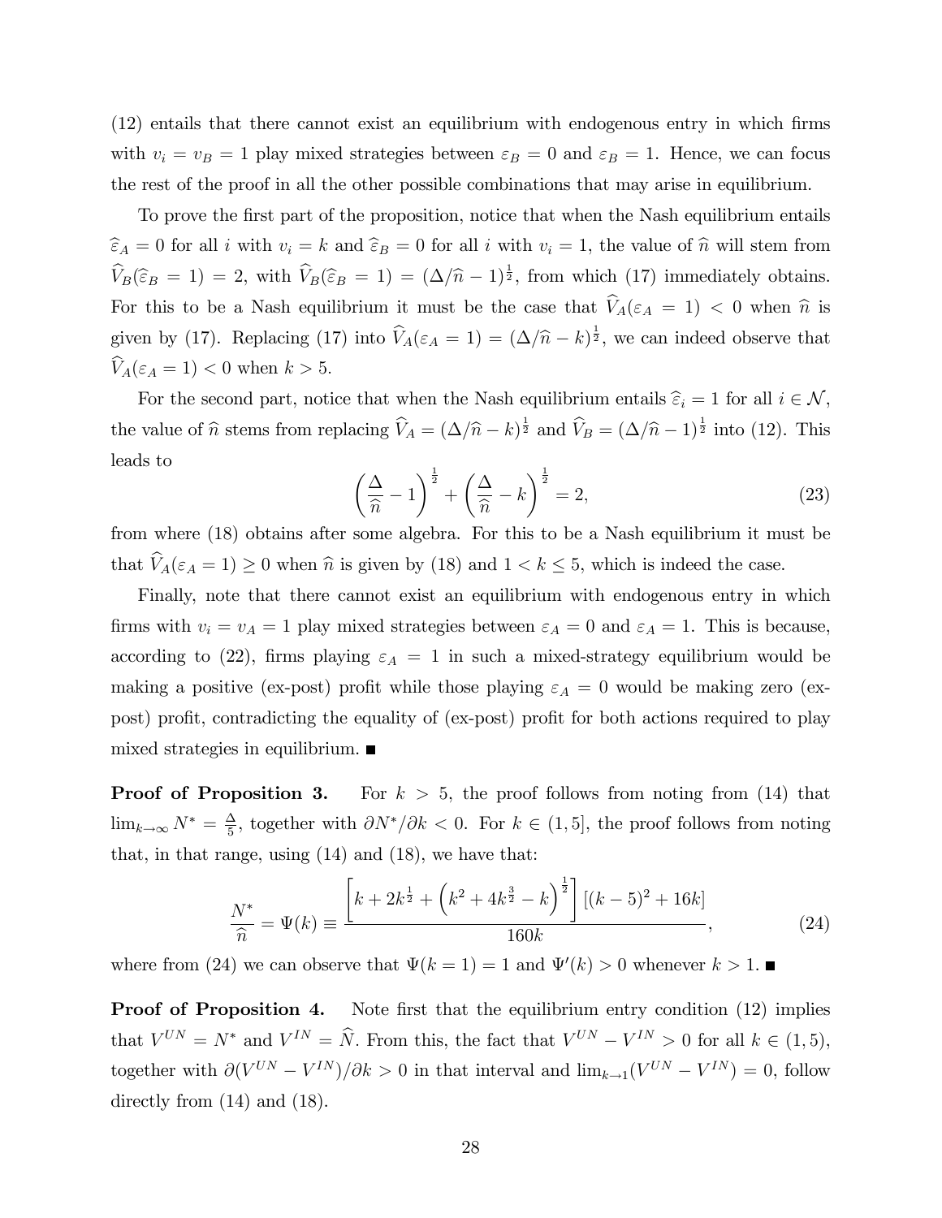(12) entails that there cannot exist an equilibrium with endogenous entry in which firms with $v_i = v_B = 1$ play mixed strategies between $\varepsilon_B = 0$ and $\varepsilon_B = 1$. Hence, we can focus the rest of the proof in all the other possible combinations that may arise in equilibrium.

To prove the first part of the proposition, notice that when the Nash equilibrium entails $\widehat{\varepsilon}_A = 0$ for all $i$ with $v_i = k$ and $\widehat{\varepsilon}_B = 0$ for all $i$ with $v_i = 1$, the value of $\widehat{n}$ will stem from $\widehat{V}_B(\widehat{\varepsilon}_B = 1) = 2$, with $\widehat{V}_B(\widehat{\varepsilon}_B = 1) = (\Delta/\widehat{n} - 1)^{\frac{1}{2}}$, from which (17) immediately obtains. For this to be a Nash equilibrium it must be the case that $\widehat{V}_A(\varepsilon_A = 1) < 0$ when $\widehat{n}$ is given by (17). Replacing (17) into $\widehat{V}_A(\varepsilon_A = 1) = (\Delta/\widehat{n} - k)^{\frac{1}{2}}$, we can indeed observe that $\widehat{V}_A(\varepsilon_A = 1) < 0$ when $k > 5$.

For the second part, notice that when the Nash equilibrium entails $\widehat{\varepsilon}_i = 1$ for all $i \in \mathcal{N}$, the value of $\widehat{n}$ stems from replacing $\widehat{V}_A = (\Delta/\widehat{n} - k)^{\frac{1}{2}}$ and $\widehat{V}_B = (\Delta/\widehat{n} - 1)^{\frac{1}{2}}$ into (12). This leads to

$$\left(\frac{\Delta}{\widehat{n}} - 1\right)^{\frac{1}{2}} + \left(\frac{\Delta}{\widehat{n}} - k\right)^{\frac{1}{2}} = 2, \tag{23}$$

from where (18) obtains after some algebra. For this to be a Nash equilibrium it must be that $\widehat{V}_A(\varepsilon_A = 1) \geq 0$ when $\widehat{n}$ is given by (18) and $1 < k \leq 5$, which is indeed the case.

Finally, note that there cannot exist an equilibrium with endogenous entry in which firms with $v_i = v_A = 1$ play mixed strategies between $\varepsilon_A = 0$ and $\varepsilon_A = 1$. This is because, according to (22), firms playing $\varepsilon_A = 1$ in such a mixed-strategy equilibrium would be making a positive (ex-post) profit while those playing $\varepsilon_A = 0$ would be making zero (ex-post) profit, contradicting the equality of (ex-post) profit for both actions required to play mixed strategies in equilibrium. ■

**Proof of Proposition 3.** For $k > 5$, the proof follows from noting from (14) that $\lim_{k \to \infty} N^* = \frac{\Delta}{5}$, together with $\partial N^*/\partial k < 0$. For $k \in (1, 5]$, the proof follows from noting that, in that range, using (14) and (18), we have that:

$$\frac{N^*}{\widehat{n}} = \Psi(k) \equiv \frac{\left[k + 2k^{\frac{1}{2}} + \left(k^2 + 4k^{\frac{3}{2}} - k\right)^{\frac{1}{2}}\right]\left[(k-5)^2 + 16k\right]}{160k}, \tag{24}$$

where from (24) we can observe that $\Psi(k = 1) = 1$ and $\Psi'(k) > 0$ whenever $k > 1$. ■

**Proof of Proposition 4.** Note first that the equilibrium entry condition (12) implies that $V^{UN} = N^*$ and $V^{IN} = \widehat{N}$. From this, the fact that $V^{UN} - V^{IN} > 0$ for all $k \in (1, 5)$, together with $\partial(V^{UN} - V^{IN})/\partial k > 0$ in that interval and $\lim_{k \to 1}(V^{UN} - V^{IN}) = 0$, follow directly from (14) and (18).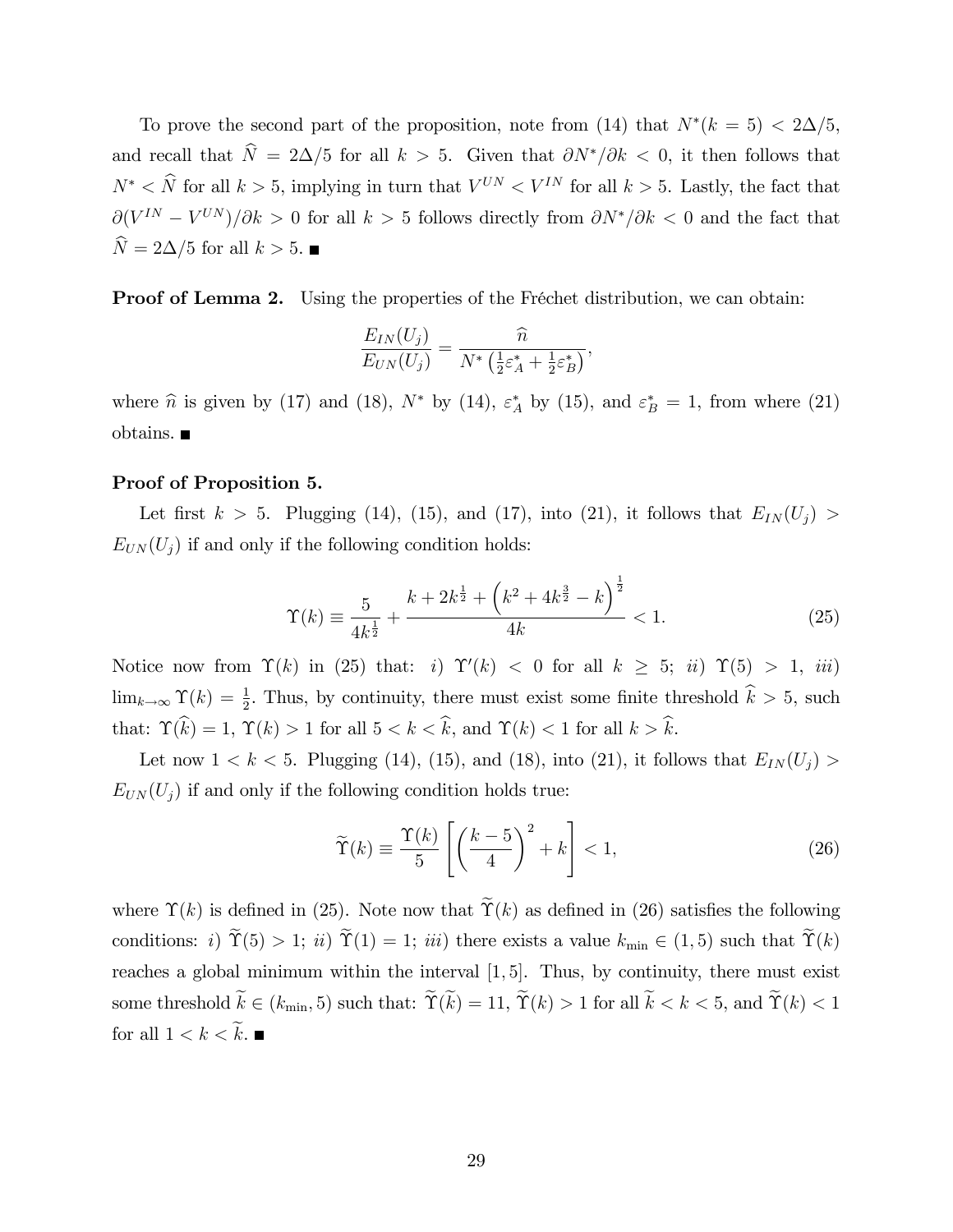To prove the second part of the proposition, note from (14) that $N^*(k=5) < 2\Delta/5$, and recall that $\widehat{N} = 2\Delta/5$ for all $k > 5$. Given that $\partial N^*/\partial k < 0$, it then follows that $N^* < \widehat{N}$ for all $k > 5$, implying in turn that $V^{UN} < V^{IN}$ for all $k > 5$. Lastly, the fact that $\partial(V^{IN} - V^{UN})/\partial k > 0$ for all $k > 5$ follows directly from $\partial N^*/\partial k < 0$ and the fact that $\widehat{N} = 2\Delta/5$ for all $k > 5$. ∎

**Proof of Lemma 2.** Using the properties of the Fréchet distribution, we can obtain:

$$\frac{E_{IN}(U_j)}{E_{UN}(U_j)} = \frac{\widehat{n}}{N^*\left(\frac{1}{2}\varepsilon_A^* + \frac{1}{2}\varepsilon_B^*\right)},$$

where $\widehat{n}$ is given by (17) and (18), $N^*$ by (14), $\varepsilon_A^*$ by (15), and $\varepsilon_B^* = 1$, from where (21) obtains. ∎

**Proof of Proposition 5.**

Let first $k > 5$. Plugging (14), (15), and (17), into (21), it follows that $E_{IN}(U_j) > E_{UN}(U_j)$ if and only if the following condition holds:

$$\Upsilon(k) \equiv \frac{5}{4k^{\frac{1}{2}}} + \frac{k + 2k^{\frac{1}{2}} + \left(k^2 + 4k^{\frac{3}{2}} - k\right)^{\frac{1}{2}}}{4k} < 1. \tag{25}$$

Notice now from $\Upsilon(k)$ in (25) that: *i)* $\Upsilon'(k) < 0$ for all $k \geq 5$; *ii)* $\Upsilon(5) > 1$, *iii)* $\lim_{k\to\infty} \Upsilon(k) = \frac{1}{2}$. Thus, by continuity, there must exist some finite threshold $\widehat{k} > 5$, such that: $\Upsilon(\widehat{k}) = 1$, $\Upsilon(k) > 1$ for all $5 < k < \widehat{k}$, and $\Upsilon(k) < 1$ for all $k > \widehat{k}$.

Let now $1 < k < 5$. Plugging (14), (15), and (18), into (21), it follows that $E_{IN}(U_j) > E_{UN}(U_j)$ if and only if the following condition holds true:

$$\widetilde{\Upsilon}(k) \equiv \frac{\Upsilon(k)}{5}\left[\left(\frac{k-5}{4}\right)^2 + k\right] < 1, \tag{26}$$

where $\Upsilon(k)$ is defined in (25). Note now that $\widetilde{\Upsilon}(k)$ as defined in (26) satisfies the following conditions: *i)* $\widetilde{\Upsilon}(5) > 1$; *ii)* $\widetilde{\Upsilon}(1) = 1$; *iii)* there exists a value $k_{\min} \in (1,5)$ such that $\widetilde{\Upsilon}(k)$ reaches a global minimum within the interval $[1,5]$. Thus, by continuity, there must exist some threshold $\widetilde{k} \in (k_{\min}, 5)$ such that: $\widetilde{\Upsilon}(\widetilde{k}) = 11$, $\widetilde{\Upsilon}(k) > 1$ for all $\widetilde{k} < k < 5$, and $\widetilde{\Upsilon}(k) < 1$ for all $1 < k < \widetilde{k}$. ∎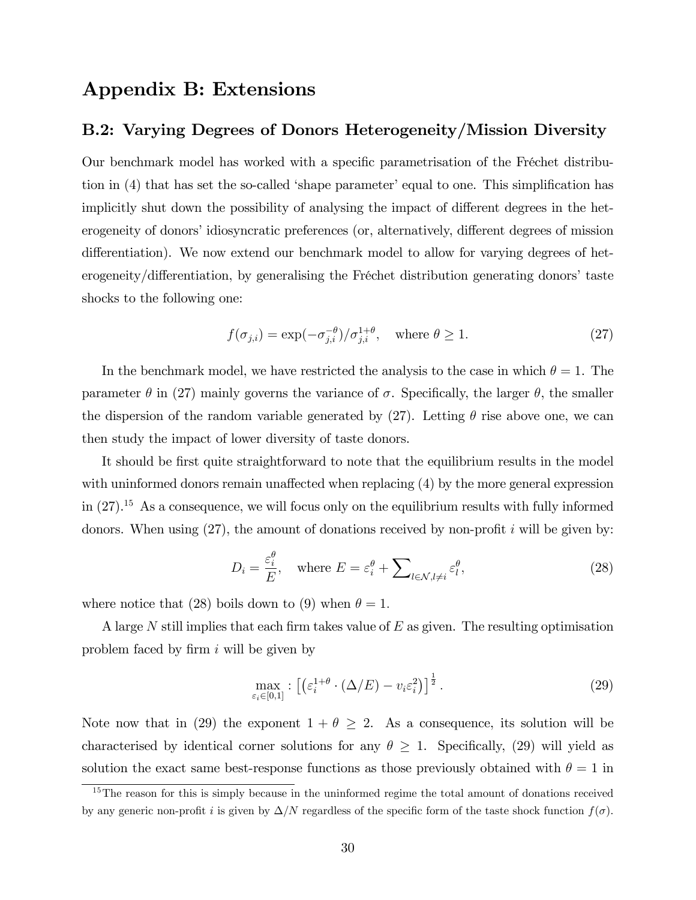# Appendix B: Extensions

## B.2: Varying Degrees of Donors Heterogeneity/Mission Diversity

Our benchmark model has worked with a specific parametrisation of the Fréchet distribution in (4) that has set the so-called 'shape parameter' equal to one. This simplification has implicitly shut down the possibility of analysing the impact of different degrees in the heterogeneity of donors' idiosyncratic preferences (or, alternatively, different degrees of mission differentiation). We now extend our benchmark model to allow for varying degrees of heterogeneity/differentiation, by generalising the Fréchet distribution generating donors' taste shocks to the following one:

$$f(\sigma_{j,i}) = \exp(-\sigma_{j,i}^{-\theta})/\sigma_{j,i}^{1+\theta}, \quad \text{where } \theta \geq 1. \tag{27}$$

In the benchmark model, we have restricted the analysis to the case in which $\theta = 1$. The parameter $\theta$ in (27) mainly governs the variance of $\sigma$. Specifically, the larger $\theta$, the smaller the dispersion of the random variable generated by (27). Letting $\theta$ rise above one, we can then study the impact of lower diversity of taste donors.

It should be first quite straightforward to note that the equilibrium results in the model with uninformed donors remain unaffected when replacing (4) by the more general expression in (27).[15] As a consequence, we will focus only on the equilibrium results with fully informed donors. When using (27), the amount of donations received by non-profit $i$ will be given by:

$$D_i = \frac{\varepsilon_i^{\theta}}{E}, \quad \text{where } E = \varepsilon_i^{\theta} + \sum\nolimits_{l \in \mathcal{N}, l \neq i} \varepsilon_l^{\theta}, \tag{28}$$

where notice that (28) boils down to (9) when $\theta = 1$.

A large $N$ still implies that each firm takes value of $E$ as given. The resulting optimisation problem faced by firm $i$ will be given by

$$\max_{\varepsilon_i \in [0,1]} : \left[ \left( \varepsilon_i^{1+\theta} \cdot (\Delta/E) - v_i \varepsilon_i^2 \right) \right]^{\frac{1}{2}}. \tag{29}$$

Note now that in (29) the exponent $1 + \theta \geq 2$. As a consequence, its solution will be characterised by identical corner solutions for any $\theta \geq 1$. Specifically, (29) will yield as solution the exact same best-response functions as those previously obtained with $\theta = 1$ in

[15] The reason for this is simply because in the uninformed regime the total amount of donations received by any generic non-profit $i$ is given by $\Delta/N$ regardless of the specific form of the taste shock function $f(\sigma)$.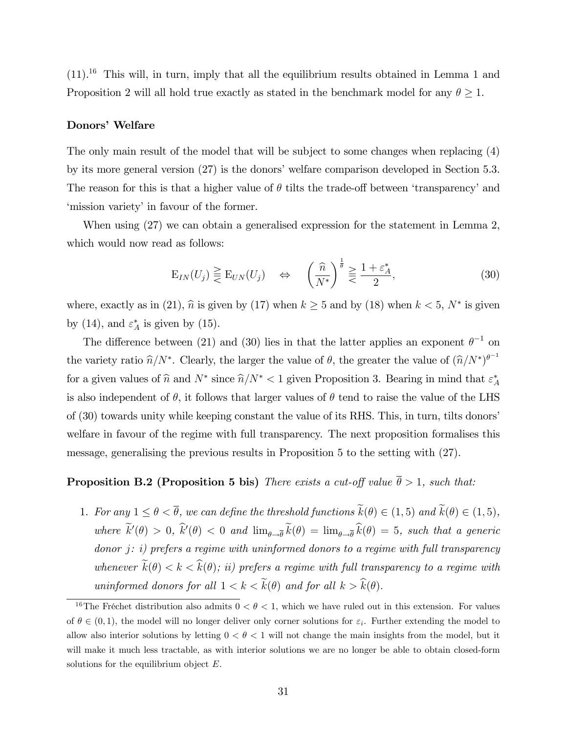(11).[16] This will, in turn, imply that all the equilibrium results obtained in Lemma 1 and Proposition 2 will all hold true exactly as stated in the benchmark model for any $\theta \geq 1$.

**Donors' Welfare**

The only main result of the model that will be subject to some changes when replacing (4) by its more general version (27) is the donors' welfare comparison developed in Section 5.3. The reason for this is that a higher value of $\theta$ tilts the trade-off between 'transparency' and 'mission variety' in favour of the former.

When using (27) we can obtain a generalised expression for the statement in Lemma 2, which would now read as follows:

$$\mathrm{E}_{IN}(U_j) \gtreqless \mathrm{E}_{UN}(U_j) \quad \Leftrightarrow \quad \left(\frac{\widehat{n}}{N^*}\right)^{\frac{1}{\theta}} \gtreqless \frac{1+\varepsilon_A^*}{2}, \tag{30}$$

where, exactly as in (21), $\widehat{n}$ is given by (17) when $k \geq 5$ and by (18) when $k < 5$, $N^*$ is given by (14), and $\varepsilon_A^*$ is given by (15).

The difference between (21) and (30) lies in that the latter applies an exponent $\theta^{-1}$ on the variety ratio $\widehat{n}/N^*$. Clearly, the larger the value of $\theta$, the greater the value of $(\widehat{n}/N^*)^{\theta^{-1}}$ for a given values of $\widehat{n}$ and $N^*$ since $\widehat{n}/N^* < 1$ given Proposition 3. Bearing in mind that $\varepsilon_A^*$ is also independent of $\theta$, it follows that larger values of $\theta$ tend to raise the value of the LHS of (30) towards unity while keeping constant the value of its RHS. This, in turn, tilts donors' welfare in favour of the regime with full transparency. The next proposition formalises this message, generalising the previous results in Proposition 5 to the setting with (27).

**Proposition B.2 (Proposition 5 bis)** *There exists a cut-off value $\overline{\theta} > 1$, such that:*

1. *For any $1 \leq \theta < \overline{\theta}$, we can define the threshold functions $\widetilde{k}(\theta) \in (1,5)$ and $\widetilde{k}(\theta) \in (1,5)$, where $\widetilde{k}'(\theta) > 0$, $\widehat{k}'(\theta) < 0$ and $\lim_{\theta \to \overline{\theta}} \widetilde{k}(\theta) = \lim_{\theta \to \overline{\theta}} \widehat{k}(\theta) = 5$, such that a generic donor $j$: i) prefers a regime with uninformed donors to a regime with full transparency whenever $\widetilde{k}(\theta) < k < \widehat{k}(\theta)$; ii) prefers a regime with full transparency to a regime with uninformed donors for all $1 < k < \widetilde{k}(\theta)$ and for all $k > \widehat{k}(\theta)$.*

[16] The Fréchet distribution also admits $0 < \theta < 1$, which we have ruled out in this extension. For values of $\theta \in (0,1)$, the model will no longer deliver only corner solutions for $\varepsilon_i$. Further extending the model to allow also interior solutions by letting $0 < \theta < 1$ will not change the main insights from the model, but it will make it much less tractable, as with interior solutions we are no longer be able to obtain closed-form solutions for the equilibrium object $E$.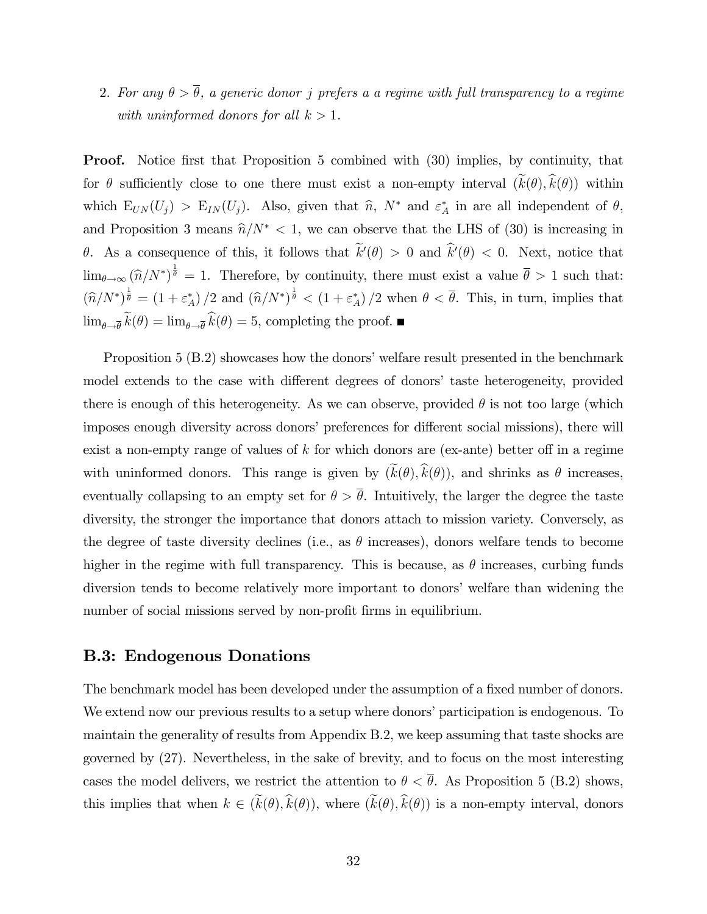2. *For any $\theta > \overline{\theta}$, a generic donor $j$ prefers a a regime with full transparency to a regime with uninformed donors for all $k > 1$.*

**Proof.** Notice first that Proposition 5 combined with (30) implies, by continuity, that for $\theta$ sufficiently close to one there must exist a non-empty interval $(\widetilde{k}(\theta), \widehat{k}(\theta))$ within which $\mathrm{E}_{UN}(U_j) > \mathrm{E}_{IN}(U_j)$. Also, given that $\widehat{n}$, $N^*$ and $\varepsilon_A^*$ in are all independent of $\theta$, and Proposition 3 means $\widehat{n}/N^* < 1$, we can observe that the LHS of (30) is increasing in $\theta$. As a consequence of this, it follows that $\widetilde{k}'(\theta) > 0$ and $\widehat{k}'(\theta) < 0$. Next, notice that $\lim_{\theta \to \infty} (\widehat{n}/N^*)^{\frac{1}{\theta}} = 1$. Therefore, by continuity, there must exist a value $\overline{\theta} > 1$ such that: $(\widehat{n}/N^*)^{\frac{1}{\theta}} = (1 + \varepsilon_A^*)/2$ and $(\widehat{n}/N^*)^{\frac{1}{\theta}} < (1 + \varepsilon_A^*)/2$ when $\theta < \overline{\theta}$. This, in turn, implies that $\lim_{\theta \to \overline{\theta}} \widetilde{k}(\theta) = \lim_{\theta \to \overline{\theta}} \widehat{k}(\theta) = 5$, completing the proof. ■

Proposition 5 (B.2) showcases how the donors' welfare result presented in the benchmark model extends to the case with different degrees of donors' taste heterogeneity, provided there is enough of this heterogeneity. As we can observe, provided $\theta$ is not too large (which imposes enough diversity across donors' preferences for different social missions), there will exist a non-empty range of values of $k$ for which donors are (ex-ante) better off in a regime with uninformed donors. This range is given by $(\widetilde{k}(\theta), \widehat{k}(\theta))$, and shrinks as $\theta$ increases, eventually collapsing to an empty set for $\theta > \overline{\theta}$. Intuitively, the larger the degree the taste diversity, the stronger the importance that donors attach to mission variety. Conversely, as the degree of taste diversity declines (i.e., as $\theta$ increases), donors welfare tends to become higher in the regime with full transparency. This is because, as $\theta$ increases, curbing funds diversion tends to become relatively more important to donors' welfare than widening the number of social missions served by non-profit firms in equilibrium.

## B.3: Endogenous Donations

The benchmark model has been developed under the assumption of a fixed number of donors. We extend now our previous results to a setup where donors' participation is endogenous. To maintain the generality of results from Appendix B.2, we keep assuming that taste shocks are governed by (27). Nevertheless, in the sake of brevity, and to focus on the most interesting cases the model delivers, we restrict the attention to $\theta < \overline{\theta}$. As Proposition 5 (B.2) shows, this implies that when $k \in (\widetilde{k}(\theta), \widehat{k}(\theta))$, where $(\widetilde{k}(\theta), \widehat{k}(\theta))$ is a non-empty interval, donors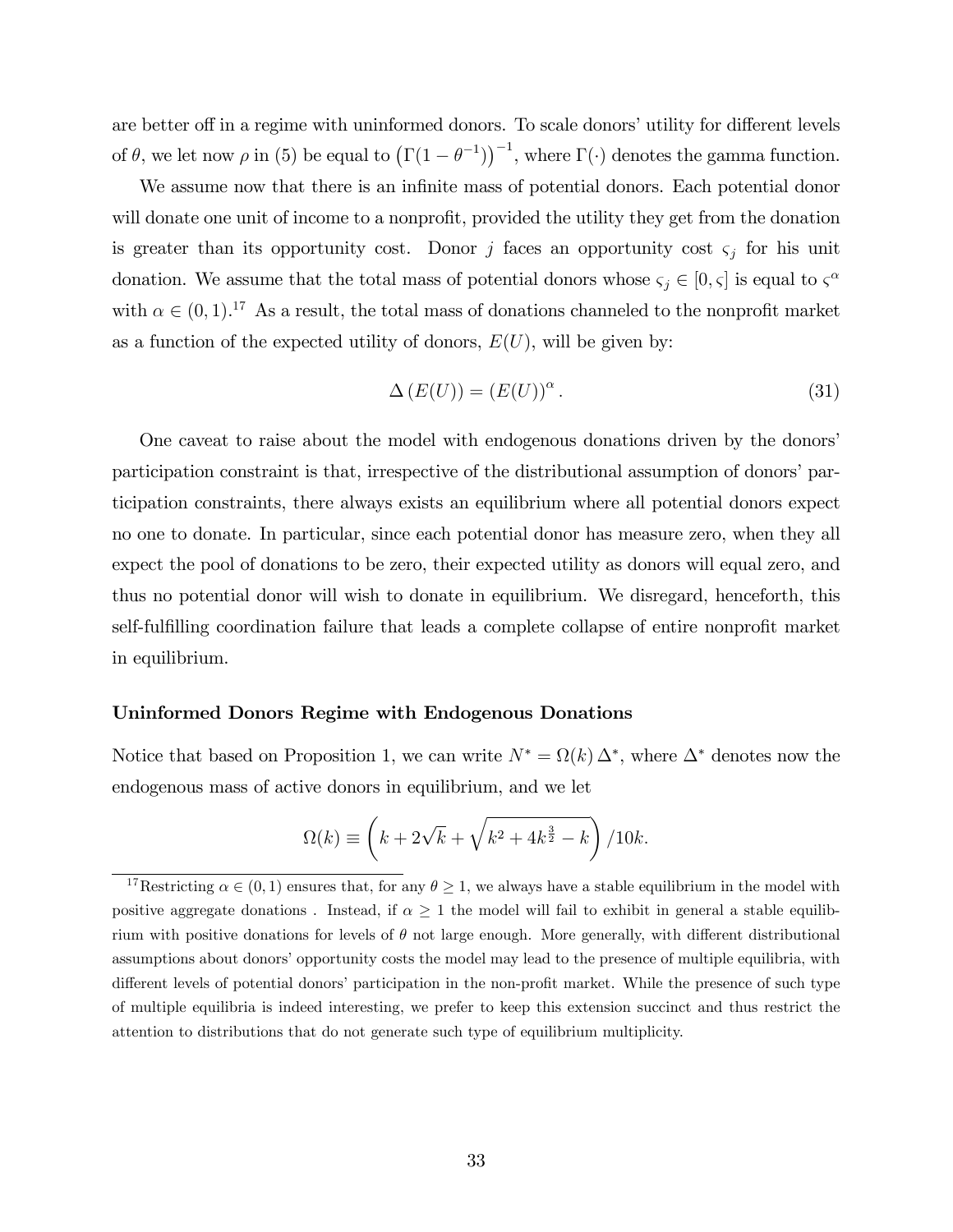are better off in a regime with uninformed donors. To scale donors' utility for different levels of $\theta$, we let now $\rho$ in (5) be equal to $\left(\Gamma(1-\theta^{-1})\right)^{-1}$, where $\Gamma(\cdot)$ denotes the gamma function.

We assume now that there is an infinite mass of potential donors. Each potential donor will donate one unit of income to a nonprofit, provided the utility they get from the donation is greater than its opportunity cost. Donor $j$ faces an opportunity cost $\varsigma_j$ for his unit donation. We assume that the total mass of potential donors whose $\varsigma_j \in [0, \varsigma]$ is equal to $\varsigma^{\alpha}$ with $\alpha \in (0,1)$.[17] As a result, the total mass of donations channeled to the nonprofit market as a function of the expected utility of donors, $E(U)$, will be given by:

$$\Delta\left(E(U)\right) = \left(E(U)\right)^{\alpha}. \tag{31}$$

One caveat to raise about the model with endogenous donations driven by the donors' participation constraint is that, irrespective of the distributional assumption of donors' participation constraints, there always exists an equilibrium where all potential donors expect no one to donate. In particular, since each potential donor has measure zero, when they all expect the pool of donations to be zero, their expected utility as donors will equal zero, and thus no potential donor will wish to donate in equilibrium. We disregard, henceforth, this self-fulfilling coordination failure that leads a complete collapse of entire nonprofit market in equilibrium.

### Uninformed Donors Regime with Endogenous Donations

Notice that based on Proposition 1, we can write $N^* = \Omega(k)\,\Delta^*$, where $\Delta^*$ denotes now the endogenous mass of active donors in equilibrium, and we let

$$\Omega(k) \equiv \left(k + 2\sqrt{k} + \sqrt{k^2 + 4k^{\frac{3}{2}} - k}\right)/10k.$$

[17] Restricting $\alpha \in (0,1)$ ensures that, for any $\theta \geq 1$, we always have a stable equilibrium in the model with positive aggregate donations . Instead, if $\alpha \geq 1$ the model will fail to exhibit in general a stable equilibrium with positive donations for levels of $\theta$ not large enough. More generally, with different distributional assumptions about donors' opportunity costs the model may lead to the presence of multiple equilibria, with different levels of potential donors' participation in the non-profit market. While the presence of such type of multiple equilibria is indeed interesting, we prefer to keep this extension succinct and thus restrict the attention to distributions that do not generate such type of equilibrium multiplicity.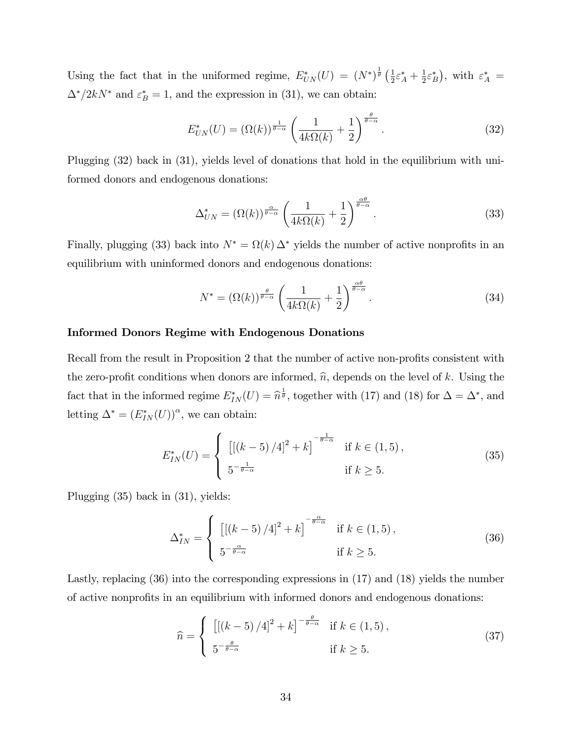Using the fact that in the uniformed regime, $E^*_{UN}(U) = (N^*)^{\frac{1}{\theta}} \left(\frac{1}{2}\varepsilon^*_A + \frac{1}{2}\varepsilon^*_B\right)$, with $\varepsilon^*_A = \Delta^*/2kN^*$ and $\varepsilon^*_B = 1$, and the expression in (31), we can obtain:

$$E^*_{UN}(U) = (\Omega(k))^{\frac{1}{\theta-\alpha}} \left(\frac{1}{4k\Omega(k)} + \frac{1}{2}\right)^{\frac{\theta}{\theta-\alpha}}. \tag{32}$$

Plugging (32) back in (31), yields level of donations that hold in the equilibrium with uniformed donors and endogenous donations:

$$\Delta^*_{UN} = (\Omega(k))^{\frac{\alpha}{\theta-\alpha}} \left(\frac{1}{4k\Omega(k)} + \frac{1}{2}\right)^{\frac{\alpha\theta}{\theta-\alpha}}. \tag{33}$$

Finally, plugging (33) back into $N^* = \Omega(k)\,\Delta^*$ yields the number of active nonprofits in an equilibrium with uninformed donors and endogenous donations:

$$N^* = (\Omega(k))^{\frac{\theta}{\theta-\alpha}} \left(\frac{1}{4k\Omega(k)} + \frac{1}{2}\right)^{\frac{\alpha\theta}{\theta-\alpha}}. \tag{34}$$

**Informed Donors Regime with Endogenous Donations**

Recall from the result in Proposition 2 that the number of active non-profits consistent with the zero-profit conditions when donors are informed, $\widehat{n}$, depends on the level of $k$. Using the fact that in the informed regime $E^*_{IN}(U) = \widehat{n}^{\frac{1}{\theta}}$, together with (17) and (18) for $\Delta = \Delta^*$, and letting $\Delta^* = (E^*_{IN}(U))^{\alpha}$, we can obtain:

$$E^*_{IN}(U) = \begin{cases} \left[\left[(k-5)/4\right]^2 + k\right]^{-\frac{1}{\theta-\alpha}} & \text{if } k \in (1,5), \\ 5^{-\frac{1}{\theta-\alpha}} & \text{if } k \geq 5. \end{cases} \tag{35}$$

Plugging (35) back in (31), yields:

$$\Delta^*_{IN} = \begin{cases} \left[\left[(k-5)/4\right]^2 + k\right]^{-\frac{\alpha}{\theta-\alpha}} & \text{if } k \in (1,5), \\ 5^{-\frac{\alpha}{\theta-\alpha}} & \text{if } k \geq 5. \end{cases} \tag{36}$$

Lastly, replacing (36) into the corresponding expressions in (17) and (18) yields the number of active nonprofits in an equilibrium with informed donors and endogenous donations:

$$\widehat{n} = \begin{cases} \left[\left[(k-5)/4\right]^2 + k\right]^{-\frac{\theta}{\theta-\alpha}} & \text{if } k \in (1,5), \\ 5^{-\frac{\theta}{\theta-\alpha}} & \text{if } k \geq 5. \end{cases} \tag{37}$$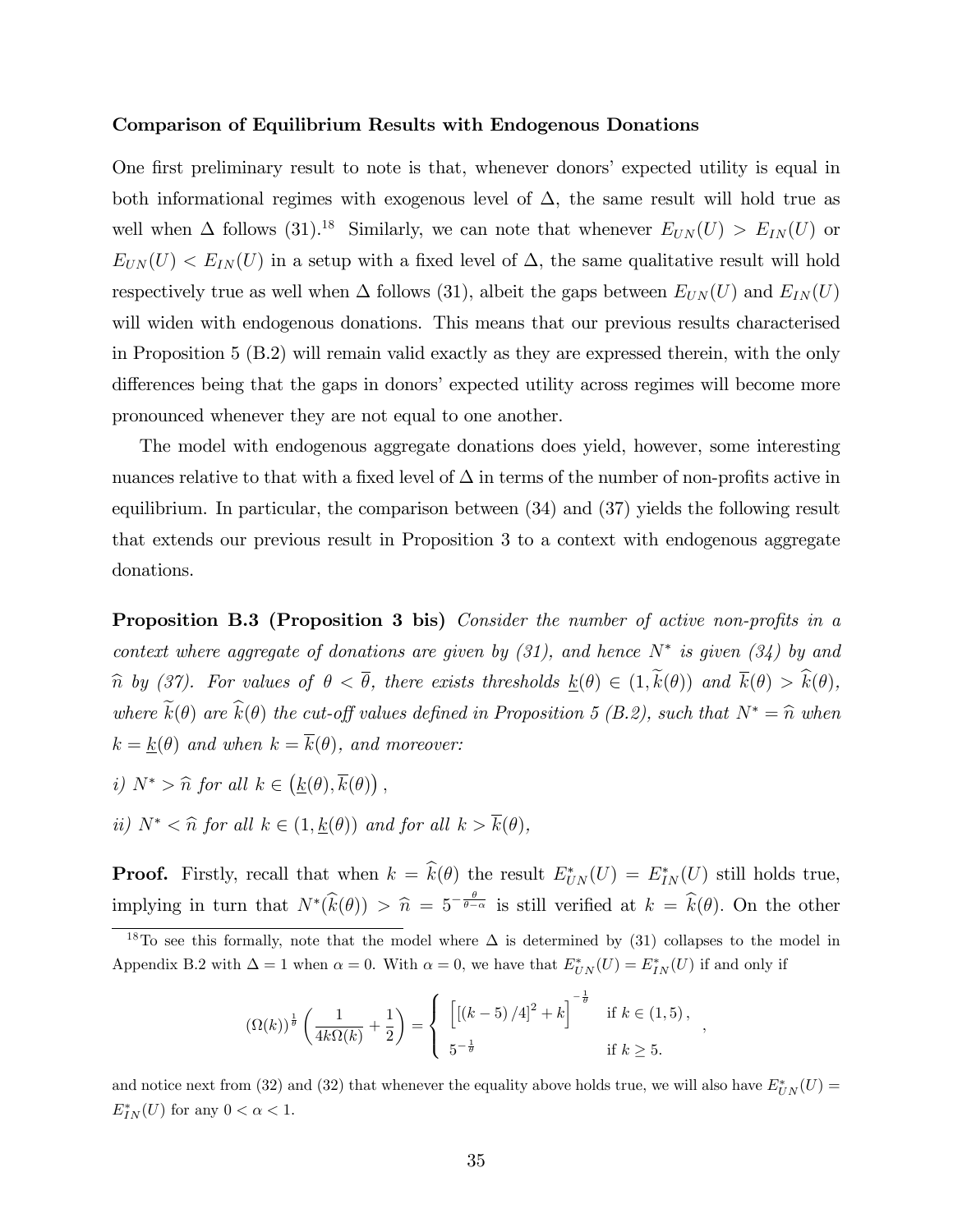**Comparison of Equilibrium Results with Endogenous Donations**

One first preliminary result to note is that, whenever donors' expected utility is equal in both informational regimes with exogenous level of $\Delta$, the same result will hold true as well when $\Delta$ follows (31).[18] Similarly, we can note that whenever $E_{UN}(U) > E_{IN}(U)$ or $E_{UN}(U) < E_{IN}(U)$ in a setup with a fixed level of $\Delta$, the same qualitative result will hold respectively true as well when $\Delta$ follows (31), albeit the gaps between $E_{UN}(U)$ and $E_{IN}(U)$ will widen with endogenous donations. This means that our previous results characterised in Proposition 5 (B.2) will remain valid exactly as they are expressed therein, with the only differences being that the gaps in donors' expected utility across regimes will become more pronounced whenever they are not equal to one another.

The model with endogenous aggregate donations does yield, however, some interesting nuances relative to that with a fixed level of $\Delta$ in terms of the number of non-profits active in equilibrium. In particular, the comparison between (34) and (37) yields the following result that extends our previous result in Proposition 3 to a context with endogenous aggregate donations.

**Proposition B.3 (Proposition 3 bis)** *Consider the number of active non-profits in a context where aggregate of donations are given by (31), and hence $N^*$ is given (34) by and $\widehat{n}$ by (37). For values of $\theta < \overline{\theta}$, there exists thresholds $\underline{k}(\theta) \in (1, \widetilde{k}(\theta))$ and $\overline{k}(\theta) > \widehat{k}(\theta)$, where $\widetilde{k}(\theta)$ are $\widehat{k}(\theta)$ the cut-off values defined in Proposition 5 (B.2), such that $N^* = \widehat{n}$ when $k = \underline{k}(\theta)$ and when $k = \overline{k}(\theta)$, and moreover:*

*i) $N^* > \widehat{n}$ for all $k \in \left(\underline{k}(\theta), \overline{k}(\theta)\right)$,*

*ii) $N^* < \widehat{n}$ for all $k \in (1, \underline{k}(\theta))$ and for all $k > \overline{k}(\theta)$,*

**Proof.** Firstly, recall that when $k = \widehat{k}(\theta)$ the result $E^*_{UN}(U) = E^*_{IN}(U)$ still holds true, implying in turn that $N^*(\widehat{k}(\theta)) > \widehat{n} = 5^{-\frac{\theta}{\theta-\alpha}}$ is still verified at $k = \widehat{k}(\theta)$. On the other

---

[18] To see this formally, note that the model where $\Delta$ is determined by (31) collapses to the model in Appendix B.2 with $\Delta = 1$ when $\alpha = 0$. With $\alpha = 0$, we have that $E^*_{UN}(U) = E^*_{IN}(U)$ if and only if

$$(\Omega(k))^{\frac{1}{\theta}} \left( \frac{1}{4k\Omega(k)} + \frac{1}{2} \right) = \begin{cases} \left[ \left[ (k-5)/4 \right]^2 + k \right]^{-\frac{1}{\theta}} & \text{if } k \in (1, 5), \\ 5^{-\frac{1}{\theta}} & \text{if } k \geq 5. \end{cases},$$

and notice next from (32) and (32) that whenever the equality above holds true, we will also have $E^*_{UN}(U) = E^*_{IN}(U)$ for any $0 < \alpha < 1$.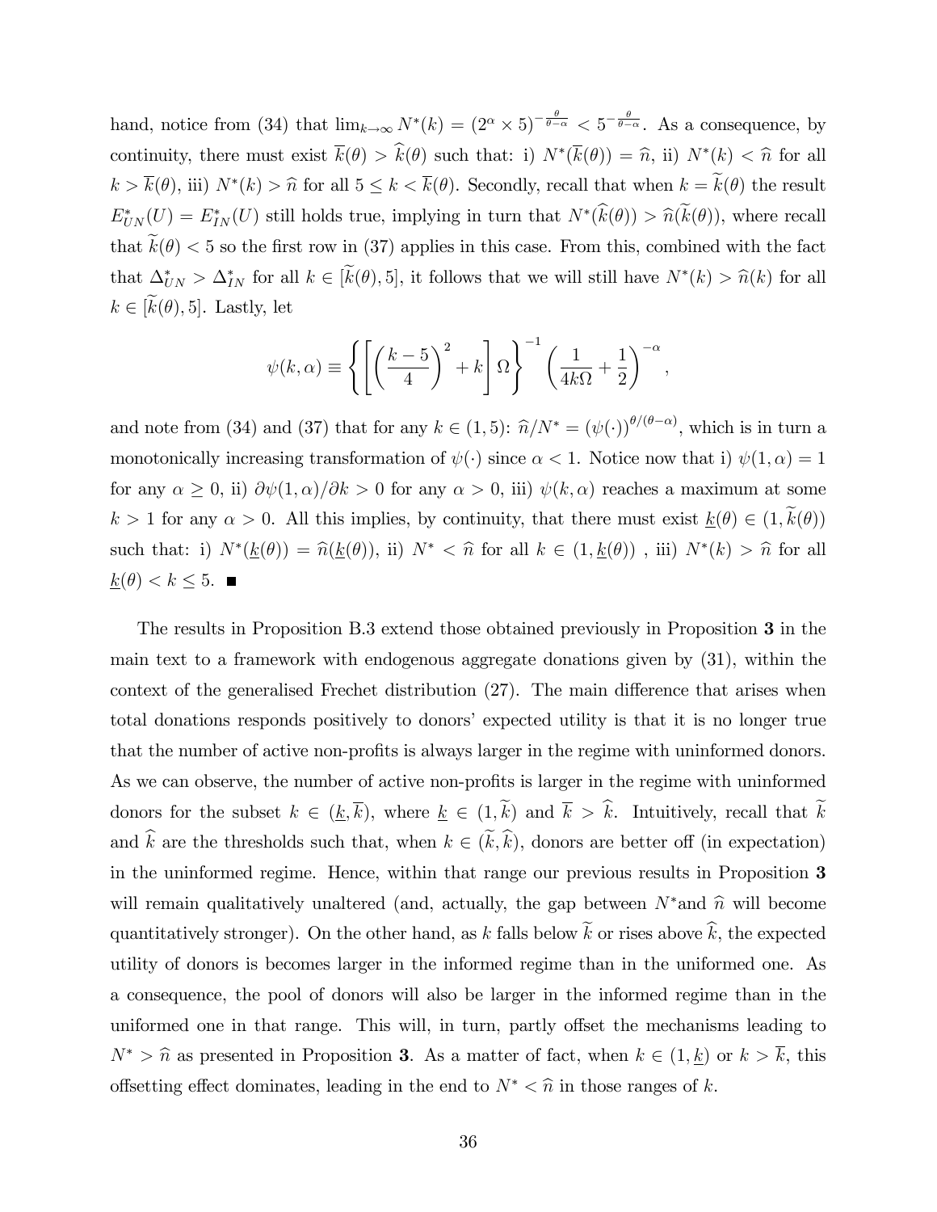hand, notice from (34) that $\lim_{k\to\infty} N^*(k) = (2^\alpha \times 5)^{-\frac{\theta}{\theta-\alpha}} < 5^{-\frac{\theta}{\theta-\alpha}}$. As a consequence, by continuity, there must exist $\overline{k}(\theta) > \widehat{k}(\theta)$ such that: i) $N^*(\overline{k}(\theta)) = \widehat{n}$, ii) $N^*(k) < \widehat{n}$ for all $k > \overline{k}(\theta)$, iii) $N^*(k) > \widehat{n}$ for all $5 \leq k < \overline{k}(\theta)$. Secondly, recall that when $k = \widetilde{k}(\theta)$ the result $E^*_{UN}(U) = E^*_{IN}(U)$ still holds true, implying in turn that $N^*(\widehat{k}(\theta)) > \widehat{n}(\widetilde{k}(\theta))$, where recall that $\widetilde{k}(\theta) < 5$ so the first row in (37) applies in this case. From this, combined with the fact that $\Delta^*_{UN} > \Delta^*_{IN}$ for all $k \in [\widetilde{k}(\theta), 5]$, it follows that we will still have $N^*(k) > \widehat{n}(k)$ for all $k \in [\widetilde{k}(\theta), 5]$. Lastly, let

$$\psi(k,\alpha) \equiv \left\{ \left[ \left( \frac{k-5}{4} \right)^2 + k \right] \Omega \right\}^{-1} \left( \frac{1}{4k\Omega} + \frac{1}{2} \right)^{-\alpha},$$

and note from (34) and (37) that for any $k \in (1,5)$: $\widehat{n}/N^* = (\psi(\cdot))^{\theta/(\theta-\alpha)}$, which is in turn a monotonically increasing transformation of $\psi(\cdot)$ since $\alpha < 1$. Notice now that i) $\psi(1,\alpha) = 1$ for any $\alpha \geq 0$, ii) $\partial\psi(1,\alpha)/\partial k > 0$ for any $\alpha > 0$, iii) $\psi(k,\alpha)$ reaches a maximum at some $k > 1$ for any $\alpha > 0$. All this implies, by continuity, that there must exist $\underline{k}(\theta) \in (1, \widetilde{k}(\theta))$ such that: i) $N^*(\underline{k}(\theta)) = \widehat{n}(\underline{k}(\theta))$, ii) $N^* < \widehat{n}$ for all $k \in (1, \underline{k}(\theta))$ , iii) $N^*(k) > \widehat{n}$ for all $\underline{k}(\theta) < k \leq 5$. ■

The results in Proposition B.3 extend those obtained previously in Proposition **3** in the main text to a framework with endogenous aggregate donations given by (31), within the context of the generalised Frechet distribution (27). The main difference that arises when total donations responds positively to donors' expected utility is that it is no longer true that the number of active non-profits is always larger in the regime with uninformed donors. As we can observe, the number of active non-profits is larger in the regime with uninformed donors for the subset $k \in (\underline{k}, \overline{k})$, where $\underline{k} \in (1, \widetilde{k})$ and $\overline{k} > \widehat{k}$. Intuitively, recall that $\widetilde{k}$ and $\widehat{k}$ are the thresholds such that, when $k \in (\widetilde{k}, \widehat{k})$, donors are better off (in expectation) in the uninformed regime. Hence, within that range our previous results in Proposition **3** will remain qualitatively unaltered (and, actually, the gap between $N^*$and $\widehat{n}$ will become quantitatively stronger). On the other hand, as $k$ falls below $\widetilde{k}$ or rises above $\widehat{k}$, the expected utility of donors is becomes larger in the informed regime than in the uformed one. As a consequence, the pool of donors will also be larger in the informed regime than in the uformed one in that range. This will, in turn, partly offset the mechanisms leading to $N^* > \widehat{n}$ as presented in Proposition **3**. As a matter of fact, when $k \in (1, \underline{k})$ or $k > \overline{k}$, this offsetting effect dominates, leading in the end to $N^* < \widehat{n}$ in those ranges of $k$.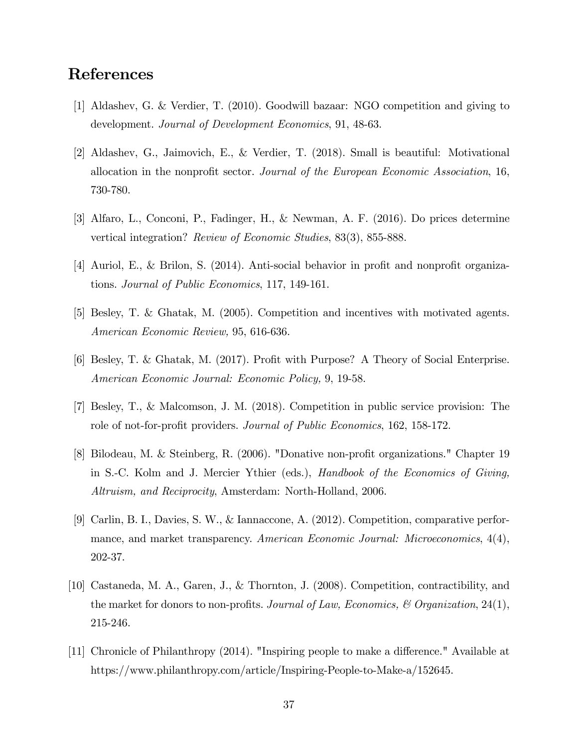## References

[1] Aldashev, G. & Verdier, T. (2010). Goodwill bazaar: NGO competition and giving to development. *Journal of Development Economics*, 91, 48-63.

[2] Aldashev, G., Jaimovich, E., & Verdier, T. (2018). Small is beautiful: Motivational allocation in the nonprofit sector. *Journal of the European Economic Association*, 16, 730-780.

[3] Alfaro, L., Conconi, P., Fadinger, H., & Newman, A. F. (2016). Do prices determine vertical integration? *Review of Economic Studies*, 83(3), 855-888.

[4] Auriol, E., & Brilon, S. (2014). Anti-social behavior in profit and nonprofit organizations. *Journal of Public Economics*, 117, 149-161.

[5] Besley, T. & Ghatak, M. (2005). Competition and incentives with motivated agents. *American Economic Review,* 95, 616-636.

[6] Besley, T. & Ghatak, M. (2017). Profit with Purpose? A Theory of Social Enterprise. *American Economic Journal: Economic Policy,* 9, 19-58.

[7] Besley, T., & Malcomson, J. M. (2018). Competition in public service provision: The role of not-for-profit providers. *Journal of Public Economics*, 162, 158-172.

[8] Bilodeau, M. & Steinberg, R. (2006). "Donative non-profit organizations." Chapter 19 in S.-C. Kolm and J. Mercier Ythier (eds.), *Handbook of the Economics of Giving, Altruism, and Reciprocity*, Amsterdam: North-Holland, 2006.

[9] Carlin, B. I., Davies, S. W., & Iannaccone, A. (2012). Competition, comparative performance, and market transparency. *American Economic Journal: Microeconomics*, 4(4), 202-37.

[10] Castaneda, M. A., Garen, J., & Thornton, J. (2008). Competition, contractibility, and the market for donors to non-profits. *Journal of Law, Economics, & Organization*, 24(1), 215-246.

[11] Chronicle of Philanthropy (2014). "Inspiring people to make a difference." Available at https://www.philanthropy.com/article/Inspiring-People-to-Make-a/152645.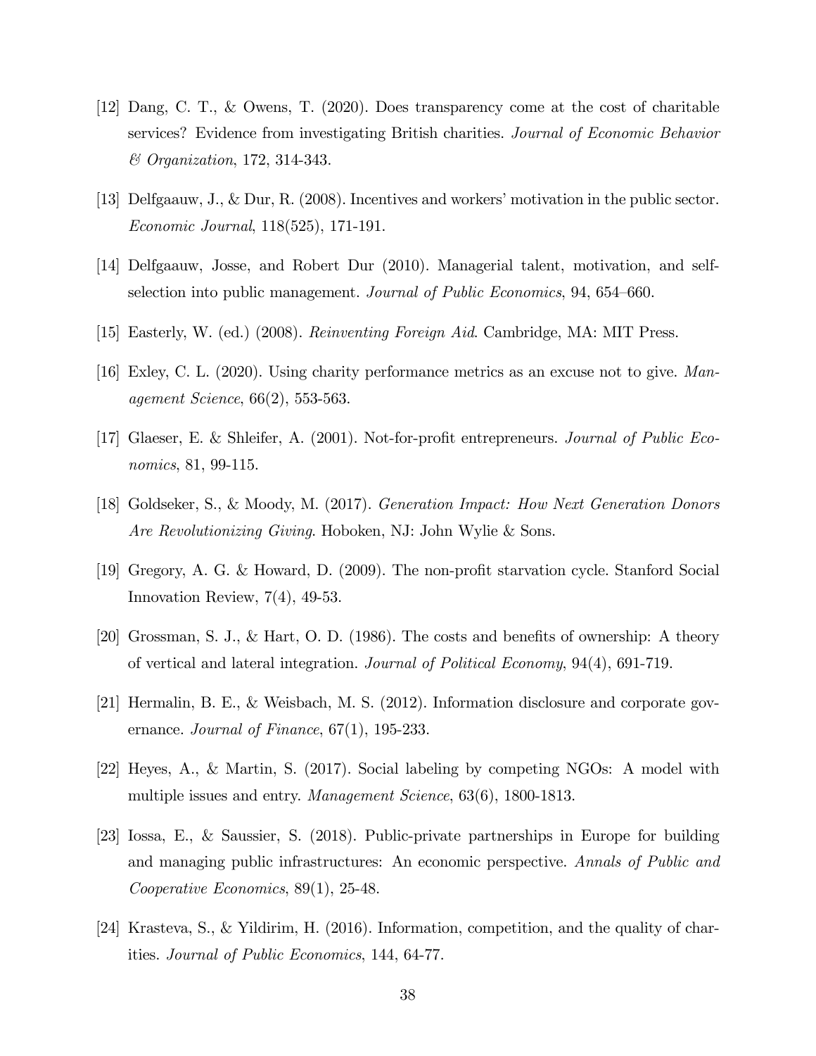[12] Dang, C. T., & Owens, T. (2020). Does transparency come at the cost of charitable services? Evidence from investigating British charities. *Journal of Economic Behavior & Organization*, 172, 314-343.

[13] Delfgaauw, J., & Dur, R. (2008). Incentives and workers' motivation in the public sector. *Economic Journal*, 118(525), 171-191.

[14] Delfgaauw, Josse, and Robert Dur (2010). Managerial talent, motivation, and self-selection into public management. *Journal of Public Economics*, 94, 654–660.

[15] Easterly, W. (ed.) (2008). *Reinventing Foreign Aid*. Cambridge, MA: MIT Press.

[16] Exley, C. L. (2020). Using charity performance metrics as an excuse not to give. *Management Science*, 66(2), 553-563.

[17] Glaeser, E. & Shleifer, A. (2001). Not-for-profit entrepreneurs. *Journal of Public Economics*, 81, 99-115.

[18] Goldseker, S., & Moody, M. (2017). *Generation Impact: How Next Generation Donors Are Revolutionizing Giving*. Hoboken, NJ: John Wylie & Sons.

[19] Gregory, A. G. & Howard, D. (2009). The non-profit starvation cycle. Stanford Social Innovation Review, 7(4), 49-53.

[20] Grossman, S. J., & Hart, O. D. (1986). The costs and benefits of ownership: A theory of vertical and lateral integration. *Journal of Political Economy*, 94(4), 691-719.

[21] Hermalin, B. E., & Weisbach, M. S. (2012). Information disclosure and corporate governance. *Journal of Finance*, 67(1), 195-233.

[22] Heyes, A., & Martin, S. (2017). Social labeling by competing NGOs: A model with multiple issues and entry. *Management Science*, 63(6), 1800-1813.

[23] Iossa, E., & Saussier, S. (2018). Public-private partnerships in Europe for building and managing public infrastructures: An economic perspective. *Annals of Public and Cooperative Economics*, 89(1), 25-48.

[24] Krasteva, S., & Yildirim, H. (2016). Information, competition, and the quality of charities. *Journal of Public Economics*, 144, 64-77.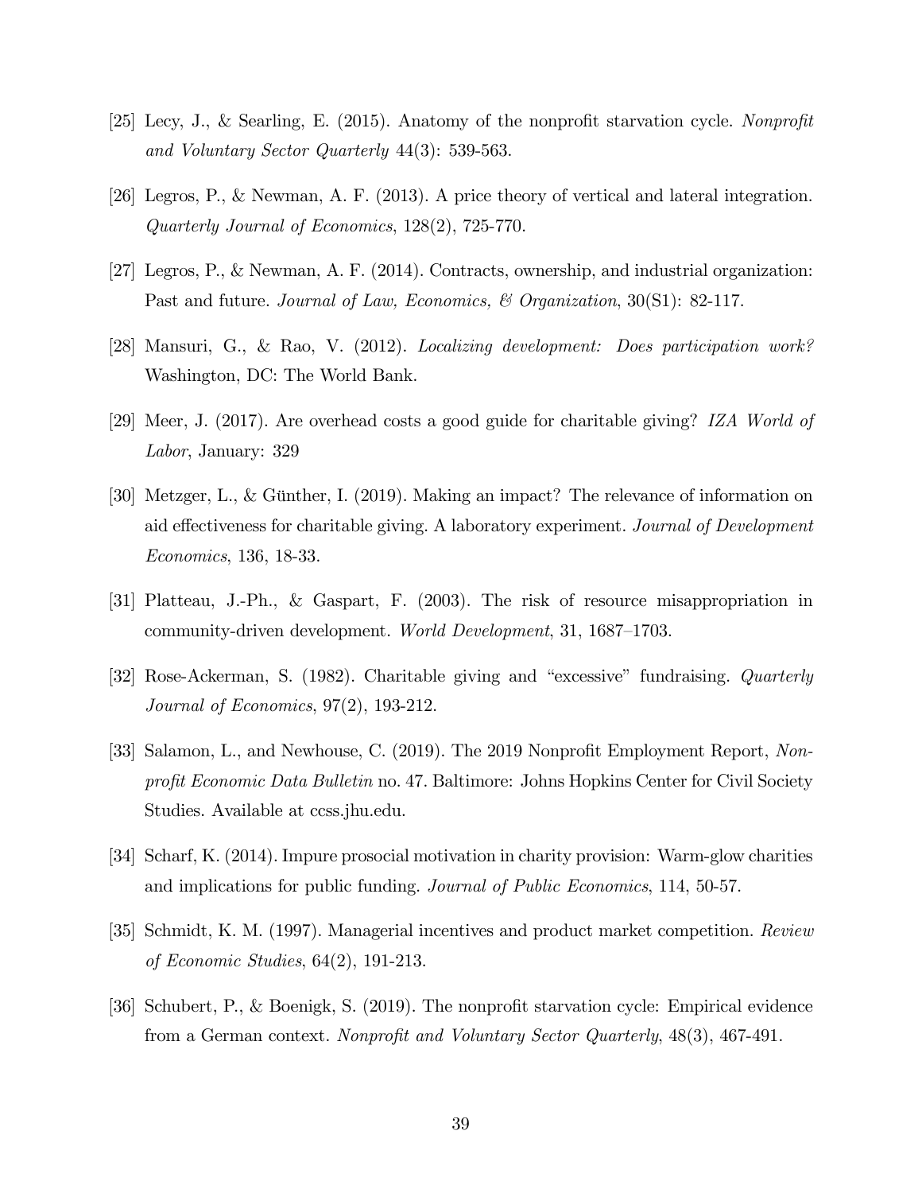[25] Lecy, J., & Searling, E. (2015). Anatomy of the nonprofit starvation cycle. *Nonprofit and Voluntary Sector Quarterly* 44(3): 539-563.

[26] Legros, P., & Newman, A. F. (2013). A price theory of vertical and lateral integration. *Quarterly Journal of Economics*, 128(2), 725-770.

[27] Legros, P., & Newman, A. F. (2014). Contracts, ownership, and industrial organization: Past and future. *Journal of Law, Economics, & Organization*, 30(S1): 82-117.

[28] Mansuri, G., & Rao, V. (2012). *Localizing development: Does participation work?* Washington, DC: The World Bank.

[29] Meer, J. (2017). Are overhead costs a good guide for charitable giving? *IZA World of Labor*, January: 329

[30] Metzger, L., & Günther, I. (2019). Making an impact? The relevance of information on aid effectiveness for charitable giving. A laboratory experiment. *Journal of Development Economics*, 136, 18-33.

[31] Platteau, J.-Ph., & Gaspart, F. (2003). The risk of resource misappropriation in community-driven development. *World Development*, 31, 1687–1703.

[32] Rose-Ackerman, S. (1982). Charitable giving and "excessive" fundraising. *Quarterly Journal of Economics*, 97(2), 193-212.

[33] Salamon, L., and Newhouse, C. (2019). The 2019 Nonprofit Employment Report, *Nonprofit Economic Data Bulletin* no. 47. Baltimore: Johns Hopkins Center for Civil Society Studies. Available at ccss.jhu.edu.

[34] Scharf, K. (2014). Impure prosocial motivation in charity provision: Warm-glow charities and implications for public funding. *Journal of Public Economics*, 114, 50-57.

[35] Schmidt, K. M. (1997). Managerial incentives and product market competition. *Review of Economic Studies*, 64(2), 191-213.

[36] Schubert, P., & Boenigk, S. (2019). The nonprofit starvation cycle: Empirical evidence from a German context. *Nonprofit and Voluntary Sector Quarterly*, 48(3), 467-491.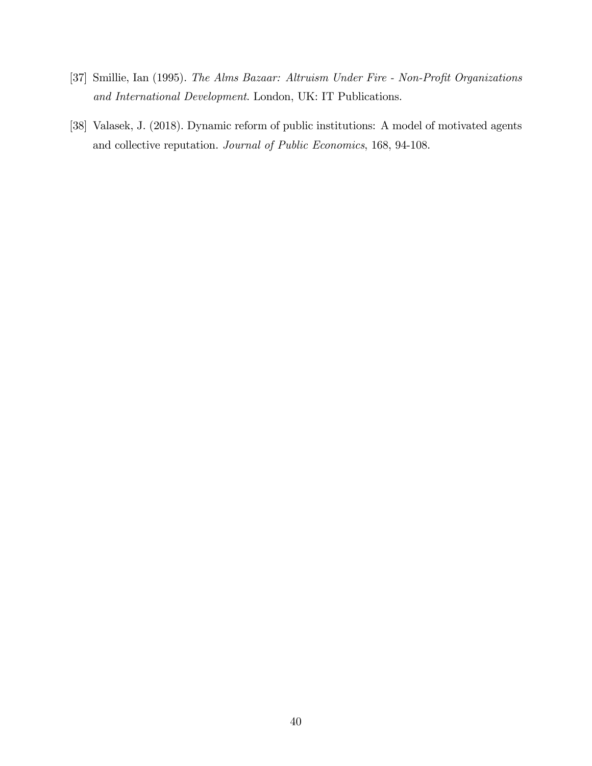[37] Smillie, Ian (1995). *The Alms Bazaar: Altruism Under Fire - Non-Profit Organizations and International Development*. London, UK: IT Publications.

[38] Valasek, J. (2018). Dynamic reform of public institutions: A model of motivated agents and collective reputation. *Journal of Public Economics*, 168, 94-108.